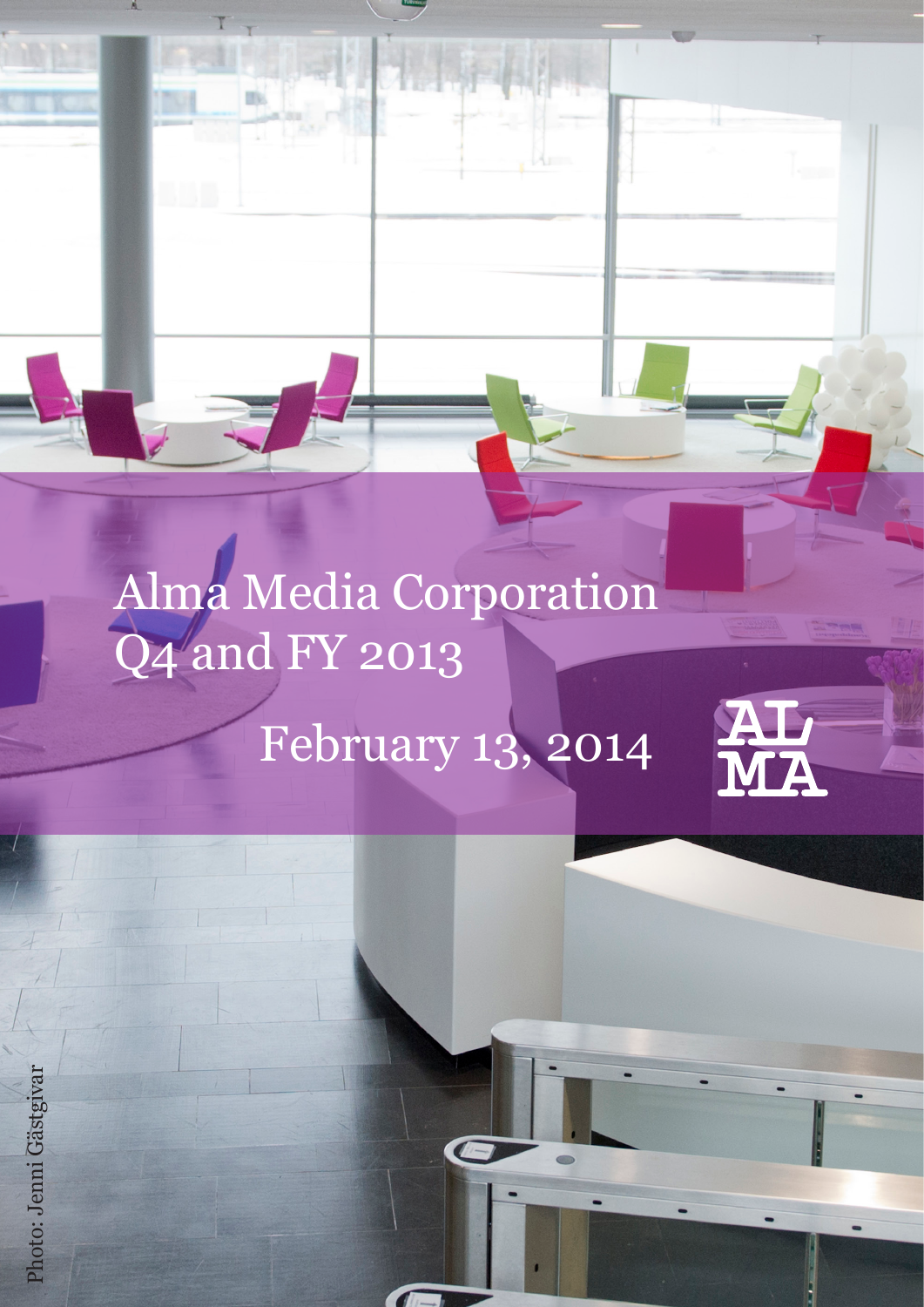# Alma Media Corporation Q4 and FY 2013

February 13, 2014

ALMA

Photo: Jenni Gästgivar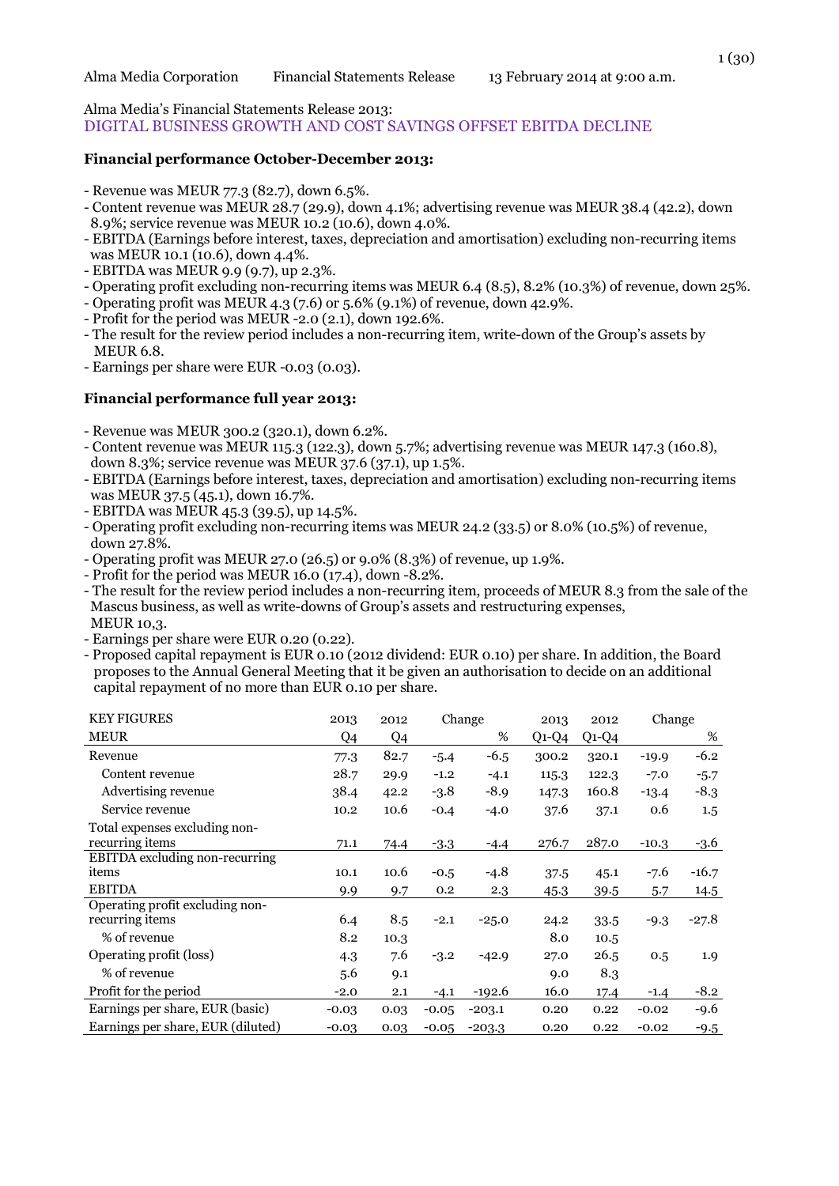Alma Media Corporation Financial Statements Release 13 February 2014 at 9:00 a.m.

Alma Media's Financial Statements Release 2013:
DIGITAL BUSINESS GROWTH AND COST SAVINGS OFFSET EBITDA DECLINE

**Financial performance October-December 2013:**

- Revenue was MEUR 77.3 (82.7), down 6.5%.
- Content revenue was MEUR 28.7 (29.9), down 4.1%; advertising revenue was MEUR 38.4 (42.2), down 8.9%; service revenue was MEUR 10.2 (10.6), down 4.0%.
- EBITDA (Earnings before interest, taxes, depreciation and amortisation) excluding non-recurring items was MEUR 10.1 (10.6), down 4.4%.
- EBITDA was MEUR 9.9 (9.7), up 2.3%.
- Operating profit excluding non-recurring items was MEUR 6.4 (8.5), 8.2% (10.3%) of revenue, down 25%.
- Operating profit was MEUR 4.3 (7.6) or 5.6% (9.1%) of revenue, down 42.9%.
- Profit for the period was MEUR -2.0 (2.1), down 192.6%.
- The result for the review period includes a non-recurring item, write-down of the Group's assets by MEUR 6.8.
- Earnings per share were EUR -0.03 (0.03).

**Financial performance full year 2013:**

- Revenue was MEUR 300.2 (320.1), down 6.2%.
- Content revenue was MEUR 115.3 (122.3), down 5.7%; advertising revenue was MEUR 147.3 (160.8), down 8.3%; service revenue was MEUR 37.6 (37.1), up 1.5%.
- EBITDA (Earnings before interest, taxes, depreciation and amortisation) excluding non-recurring items was MEUR 37.5 (45.1), down 16.7%.
- EBITDA was MEUR 45.3 (39.5), up 14.5%.
- Operating profit excluding non-recurring items was MEUR 24.2 (33.5) or 8.0% (10.5%) of revenue, down 27.8%.
- Operating profit was MEUR 27.0 (26.5) or 9.0% (8.3%) of revenue, up 1.9%.
- Profit for the period was MEUR 16.0 (17.4), down -8.2%.
- The result for the review period includes a non-recurring item, proceeds of MEUR 8.3 from the sale of the Mascus business, as well as write-downs of Group's assets and restructuring expenses, MEUR 10,3.
- Earnings per share were EUR 0.20 (0.22).
- Proposed capital repayment is EUR 0.10 (2012 dividend: EUR 0.10) per share. In addition, the Board proposes to the Annual General Meeting that it be given an authorisation to decide on an additional capital repayment of no more than EUR 0.10 per share.

| KEY FIGURES | 2013 | 2012 | Change | | 2013 | 2012 | Change | |
|---|---|---|---|---|---|---|---|---|
| MEUR | Q4 | Q4 | | % | Q1-Q4 | Q1-Q4 | | % |
| Revenue | 77.3 | 82.7 | -5.4 | -6.5 | 300.2 | 320.1 | -19.9 | -6.2 |
| Content revenue | 28.7 | 29.9 | -1.2 | -4.1 | 115.3 | 122.3 | -7.0 | -5.7 |
| Advertising revenue | 38.4 | 42.2 | -3.8 | -8.9 | 147.3 | 160.8 | -13.4 | -8.3 |
| Service revenue | 10.2 | 10.6 | -0.4 | -4.0 | 37.6 | 37.1 | 0.6 | 1.5 |
| Total expenses excluding non-recurring items | 71.1 | 74.4 | -3.3 | -4.4 | 276.7 | 287.0 | -10.3 | -3.6 |
| EBITDA excluding non-recurring items | 10.1 | 10.6 | -0.5 | -4.8 | 37.5 | 45.1 | -7.6 | -16.7 |
| EBITDA | 9.9 | 9.7 | 0.2 | 2.3 | 45.3 | 39.5 | 5.7 | 14.5 |
| Operating profit excluding non-recurring items | 6.4 | 8.5 | -2.1 | -25.0 | 24.2 | 33.5 | -9.3 | -27.8 |
| % of revenue | 8.2 | 10.3 | | | 8.0 | 10.5 | | |
| Operating profit (loss) | 4.3 | 7.6 | -3.2 | -42.9 | 27.0 | 26.5 | 0.5 | 1.9 |
| % of revenue | 5.6 | 9.1 | | | 9.0 | 8.3 | | |
| Profit for the period | -2.0 | 2.1 | -4.1 | -192.6 | 16.0 | 17.4 | -1.4 | -8.2 |
| Earnings per share, EUR (basic) | -0.03 | 0.03 | -0.05 | -203.1 | 0.20 | 0.22 | -0.02 | -9.6 |
| Earnings per share, EUR (diluted) | -0.03 | 0.03 | -0.05 | -203.3 | 0.20 | 0.22 | -0.02 | -9.5 |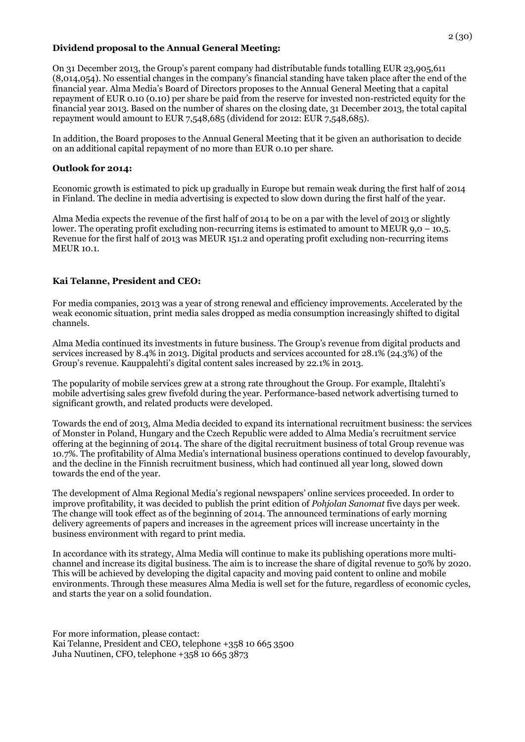**Dividend proposal to the Annual General Meeting:**

On 31 December 2013, the Group's parent company had distributable funds totalling EUR 23,905,611 (8,014,054). No essential changes in the company's financial standing have taken place after the end of the financial year. Alma Media's Board of Directors proposes to the Annual General Meeting that a capital repayment of EUR 0.10 (0.10) per share be paid from the reserve for invested non-restricted equity for the financial year 2013. Based on the number of shares on the closing date, 31 December 2013, the total capital repayment would amount to EUR 7,548,685 (dividend for 2012: EUR 7,548,685).

In addition, the Board proposes to the Annual General Meeting that it be given an authorisation to decide on an additional capital repayment of no more than EUR 0.10 per share.

**Outlook for 2014:**

Economic growth is estimated to pick up gradually in Europe but remain weak during the first half of 2014 in Finland. The decline in media advertising is expected to slow down during the first half of the year.

Alma Media expects the revenue of the first half of 2014 to be on a par with the level of 2013 or slightly lower. The operating profit excluding non-recurring items is estimated to amount to MEUR 9,0 – 10,5. Revenue for the first half of 2013 was MEUR 151.2 and operating profit excluding non-recurring items MEUR 10.1.

**Kai Telanne, President and CEO:**

For media companies, 2013 was a year of strong renewal and efficiency improvements. Accelerated by the weak economic situation, print media sales dropped as media consumption increasingly shifted to digital channels.

Alma Media continued its investments in future business. The Group's revenue from digital products and services increased by 8.4% in 2013. Digital products and services accounted for 28.1% (24.3%) of the Group's revenue. Kauppalehti's digital content sales increased by 22.1% in 2013.

The popularity of mobile services grew at a strong rate throughout the Group. For example, Iltalehti's mobile advertising sales grew fivefold during the year. Performance-based network advertising turned to significant growth, and related products were developed.

Towards the end of 2013, Alma Media decided to expand its international recruitment business: the services of Monster in Poland, Hungary and the Czech Republic were added to Alma Media's recruitment service offering at the beginning of 2014. The share of the digital recruitment business of total Group revenue was 10.7%. The profitability of Alma Media's international business operations continued to develop favourably, and the decline in the Finnish recruitment business, which had continued all year long, slowed down towards the end of the year.

The development of Alma Regional Media's regional newspapers' online services proceeded. In order to improve profitability, it was decided to publish the print edition of *Pohjolan Sanomat* five days per week. The change will took effect as of the beginning of 2014. The announced terminations of early morning delivery agreements of papers and increases in the agreement prices will increase uncertainty in the business environment with regard to print media.

In accordance with its strategy, Alma Media will continue to make its publishing operations more multi-channel and increase its digital business. The aim is to increase the share of digital revenue to 50% by 2020. This will be achieved by developing the digital capacity and moving paid content to online and mobile environments. Through these measures Alma Media is well set for the future, regardless of economic cycles, and starts the year on a solid foundation.

For more information, please contact:
Kai Telanne, President and CEO, telephone +358 10 665 3500
Juha Nuutinen, CFO, telephone +358 10 665 3873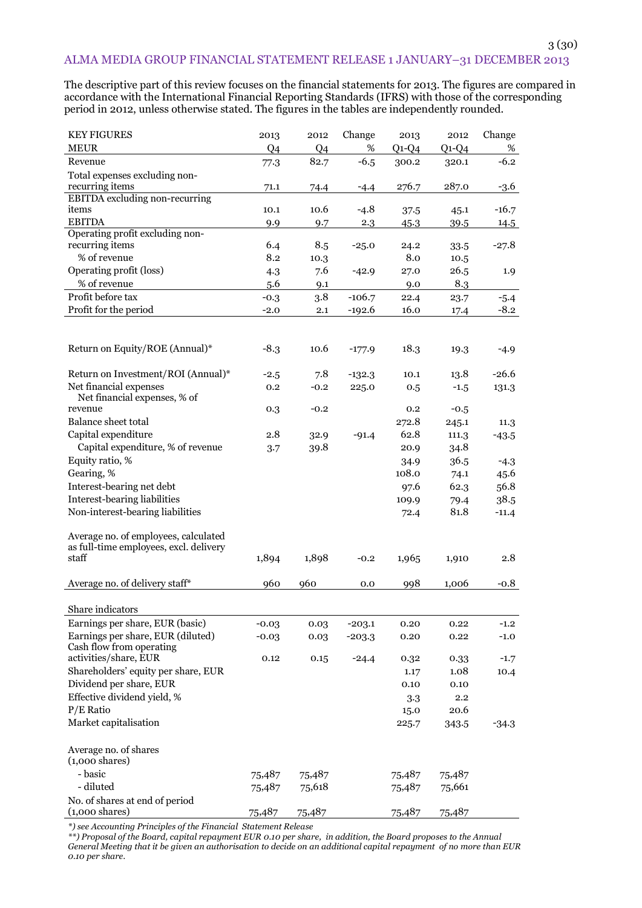## ALMA MEDIA GROUP FINANCIAL STATEMENT RELEASE 1 JANUARY–31 DECEMBER 2013

The descriptive part of this review focuses on the financial statements for 2013. The figures are compared in accordance with the International Financial Reporting Standards (IFRS) with those of the corresponding period in 2012, unless otherwise stated. The figures in the tables are independently rounded.

| KEY FIGURES MEUR | 2013 Q4 | 2012 Q4 | Change % | 2013 Q1-Q4 | 2012 Q1-Q4 | Change % |
|---|---|---|---|---|---|---|
| Revenue | 77.3 | 82.7 | -6.5 | 300.2 | 320.1 | -6.2 |
| Total expenses excluding non-recurring items | 71.1 | 74.4 | -4.4 | 276.7 | 287.0 | -3.6 |
| EBITDA excluding non-recurring items | 10.1 | 10.6 | -4.8 | 37.5 | 45.1 | -16.7 |
| EBITDA | 9.9 | 9.7 | 2.3 | 45.3 | 39.5 | 14.5 |
| Operating profit excluding non-recurring items | 6.4 | 8.5 | -25.0 | 24.2 | 33.5 | -27.8 |
| % of revenue | 8.2 | 10.3 | | 8.0 | 10.5 | |
| Operating profit (loss) | 4.3 | 7.6 | -42.9 | 27.0 | 26.5 | 1.9 |
| % of revenue | 5.6 | 9.1 | | 9.0 | 8.3 | |
| Profit before tax | -0.3 | 3.8 | -106.7 | 22.4 | 23.7 | -5.4 |
| Profit for the period | -2.0 | 2.1 | -192.6 | 16.0 | 17.4 | -8.2 |
| | | | | | | |
| Return on Equity/ROE (Annual)* | -8.3 | 10.6 | -177.9 | 18.3 | 19.3 | -4.9 |
| Return on Investment/ROI (Annual)* | -2.5 | 7.8 | -132.3 | 10.1 | 13.8 | -26.6 |
| Net financial expenses | 0.2 | -0.2 | 225.0 | 0.5 | -1.5 | 131.3 |
| Net financial expenses, % of revenue | 0.3 | -0.2 | | 0.2 | -0.5 | |
| Balance sheet total | | | | 272.8 | 245.1 | 11.3 |
| Capital expenditure | 2.8 | 32.9 | -91.4 | 62.8 | 111.3 | -43.5 |
| Capital expenditure, % of revenue | 3.7 | 39.8 | | 20.9 | 34.8 | |
| Equity ratio, % | | | | 34.9 | 36.5 | -4.3 |
| Gearing, % | | | | 108.0 | 74.1 | 45.6 |
| Interest-bearing net debt | | | | 97.6 | 62.3 | 56.8 |
| Interest-bearing liabilities | | | | 109.9 | 79.4 | 38.5 |
| Non-interest-bearing liabilities | | | | 72.4 | 81.8 | -11.4 |
| | | | | | | |
| Average no. of employees, calculated as full-time employees, excl. delivery staff | 1,894 | 1,898 | -0.2 | 1,965 | 1,910 | 2.8 |
| Average no. of delivery staff* | 960 | 960 | 0.0 | 998 | 1,006 | -0.8 |
| | | | | | | |
| Share indicators | | | | | | |
| Earnings per share, EUR (basic) | -0.03 | 0.03 | -203.1 | 0.20 | 0.22 | -1.2 |
| Earnings per share, EUR (diluted) | -0.03 | 0.03 | -203.3 | 0.20 | 0.22 | -1.0 |
| Cash flow from operating activities/share, EUR | 0.12 | 0.15 | -24.4 | 0.32 | 0.33 | -1.7 |
| Shareholders' equity per share, EUR | | | | 1.17 | 1.08 | 10.4 |
| Dividend per share, EUR | | | | 0.10 | 0.10 | |
| Effective dividend yield, % | | | | 3.3 | 2.2 | |
| P/E Ratio | | | | 15.0 | 20.6 | |
| Market capitalisation | | | | 225.7 | 343.5 | -34.3 |
| | | | | | | |
| Average no. of shares (1,000 shares) | | | | | | |
| - basic | 75,487 | 75,487 | | 75,487 | 75,487 | |
| - diluted | 75,487 | 75,618 | | 75,487 | 75,661 | |
| No. of shares at end of period (1,000 shares) | 75,487 | 75,487 | | 75,487 | 75,487 | |

*\*) see Accounting Principles of the Financial Statement Release*

*\*\*) Proposal of the Board, capital repayment EUR 0.10 per share, in addition, the Board proposes to the Annual General Meeting that it be given an authorisation to decide on an additional capital repayment of no more than EUR 0.10 per share.*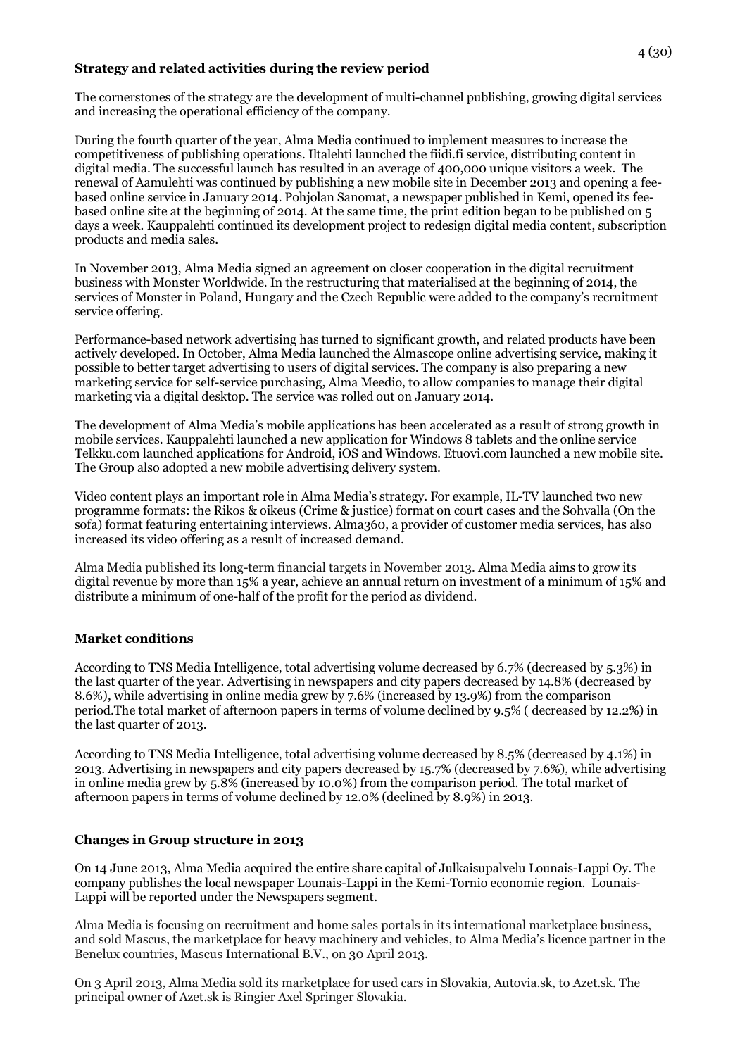**Strategy and related activities during the review period**

The cornerstones of the strategy are the development of multi-channel publishing, growing digital services and increasing the operational efficiency of the company.

During the fourth quarter of the year, Alma Media continued to implement measures to increase the competitiveness of publishing operations. Iltalehti launched the fiidi.fi service, distributing content in digital media. The successful launch has resulted in an average of 400,000 unique visitors a week. The renewal of Aamulehti was continued by publishing a new mobile site in December 2013 and opening a fee-based online service in January 2014. Pohjolan Sanomat, a newspaper published in Kemi, opened its fee-based online site at the beginning of 2014. At the same time, the print edition began to be published on 5 days a week. Kauppalehti continued its development project to redesign digital media content, subscription products and media sales.

In November 2013, Alma Media signed an agreement on closer cooperation in the digital recruitment business with Monster Worldwide. In the restructuring that materialised at the beginning of 2014, the services of Monster in Poland, Hungary and the Czech Republic were added to the company's recruitment service offering.

Performance-based network advertising has turned to significant growth, and related products have been actively developed. In October, Alma Media launched the Almascope online advertising service, making it possible to better target advertising to users of digital services. The company is also preparing a new marketing service for self-service purchasing, Alma Meedio, to allow companies to manage their digital marketing via a digital desktop. The service was rolled out on January 2014.

The development of Alma Media's mobile applications has been accelerated as a result of strong growth in mobile services. Kauppalehti launched a new application for Windows 8 tablets and the online service Telkku.com launched applications for Android, iOS and Windows. Etuovi.com launched a new mobile site. The Group also adopted a new mobile advertising delivery system.

Video content plays an important role in Alma Media's strategy. For example, IL-TV launched two new programme formats: the Rikos & oikeus (Crime & justice) format on court cases and the Sohvalla (On the sofa) format featuring entertaining interviews. Alma360, a provider of customer media services, has also increased its video offering as a result of increased demand.

Alma Media published its long-term financial targets in November 2013. Alma Media aims to grow its digital revenue by more than 15% a year, achieve an annual return on investment of a minimum of 15% and distribute a minimum of one-half of the profit for the period as dividend.

**Market conditions**

According to TNS Media Intelligence, total advertising volume decreased by 6.7% (decreased by 5.3%) in the last quarter of the year. Advertising in newspapers and city papers decreased by 14.8% (decreased by 8.6%), while advertising in online media grew by 7.6% (increased by 13.9%) from the comparison period.The total market of afternoon papers in terms of volume declined by 9.5% ( decreased by 12.2%) in the last quarter of 2013.

According to TNS Media Intelligence, total advertising volume decreased by 8.5% (decreased by 4.1%) in 2013. Advertising in newspapers and city papers decreased by 15.7% (decreased by 7.6%), while advertising in online media grew by 5.8% (increased by 10.0%) from the comparison period. The total market of afternoon papers in terms of volume declined by 12.0% (declined by 8.9%) in 2013.

**Changes in Group structure in 2013**

On 14 June 2013, Alma Media acquired the entire share capital of Julkaisupalvelu Lounais-Lappi Oy. The company publishes the local newspaper Lounais-Lappi in the Kemi-Tornio economic region. Lounais-Lappi will be reported under the Newspapers segment.

Alma Media is focusing on recruitment and home sales portals in its international marketplace business, and sold Mascus, the marketplace for heavy machinery and vehicles, to Alma Media's licence partner in the Benelux countries, Mascus International B.V., on 30 April 2013.

On 3 April 2013, Alma Media sold its marketplace for used cars in Slovakia, Autovia.sk, to Azet.sk. The principal owner of Azet.sk is Ringier Axel Springer Slovakia.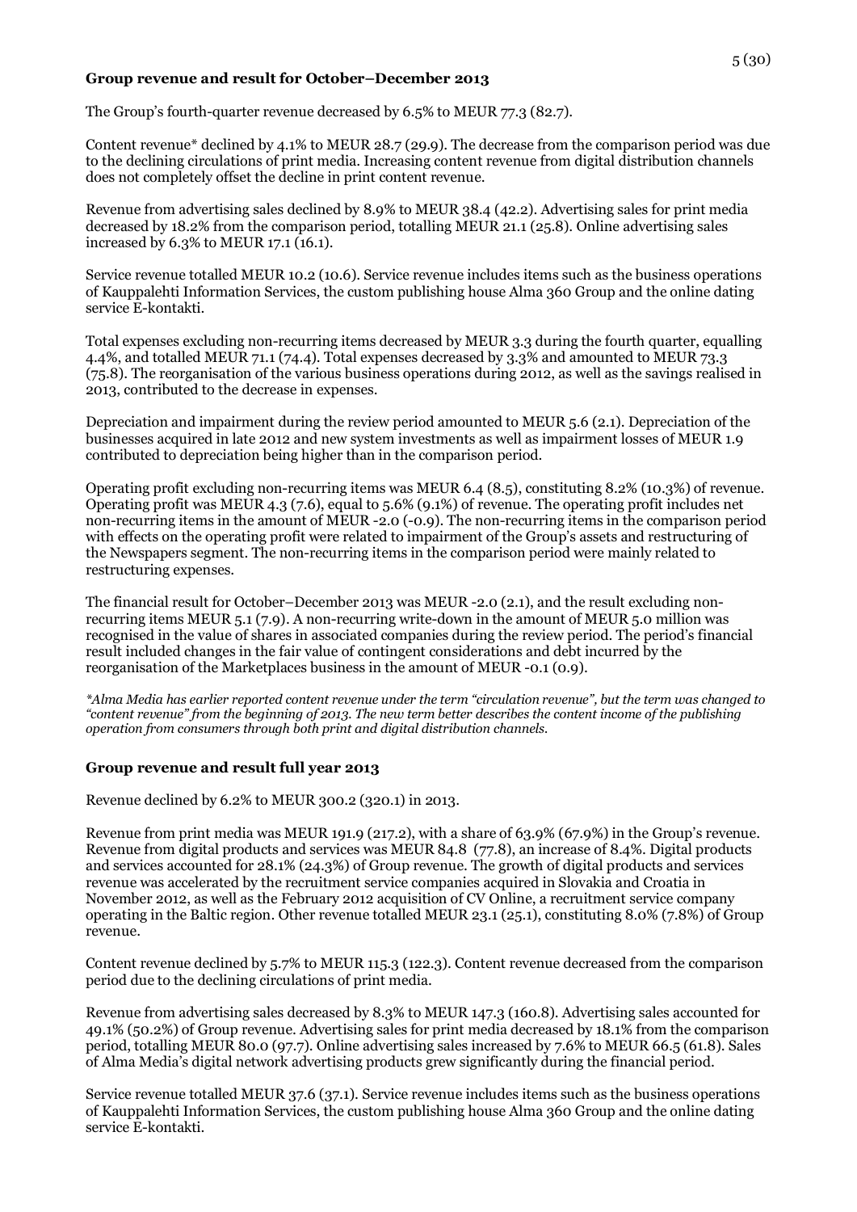### Group revenue and result for October–December 2013

The Group's fourth-quarter revenue decreased by 6.5% to MEUR 77.3 (82.7).

Content revenue* declined by 4.1% to MEUR 28.7 (29.9). The decrease from the comparison period was due to the declining circulations of print media. Increasing content revenue from digital distribution channels does not completely offset the decline in print content revenue.

Revenue from advertising sales declined by 8.9% to MEUR 38.4 (42.2). Advertising sales for print media decreased by 18.2% from the comparison period, totalling MEUR 21.1 (25.8). Online advertising sales increased by 6.3% to MEUR 17.1 (16.1).

Service revenue totalled MEUR 10.2 (10.6). Service revenue includes items such as the business operations of Kauppalehti Information Services, the custom publishing house Alma 360 Group and the online dating service E-kontakti.

Total expenses excluding non-recurring items decreased by MEUR 3.3 during the fourth quarter, equalling 4.4%, and totalled MEUR 71.1 (74.4). Total expenses decreased by 3.3% and amounted to MEUR 73.3 (75.8). The reorganisation of the various business operations during 2012, as well as the savings realised in 2013, contributed to the decrease in expenses.

Depreciation and impairment during the review period amounted to MEUR 5.6 (2.1). Depreciation of the businesses acquired in late 2012 and new system investments as well as impairment losses of MEUR 1.9 contributed to depreciation being higher than in the comparison period.

Operating profit excluding non-recurring items was MEUR 6.4 (8.5), constituting 8.2% (10.3%) of revenue. Operating profit was MEUR 4.3 (7.6), equal to 5.6% (9.1%) of revenue. The operating profit includes net non-recurring items in the amount of MEUR -2.0 (-0.9). The non-recurring items in the comparison period with effects on the operating profit were related to impairment of the Group's assets and restructuring of the Newspapers segment. The non-recurring items in the comparison period were mainly related to restructuring expenses.

The financial result for October–December 2013 was MEUR -2.0 (2.1), and the result excluding non-recurring items MEUR 5.1 (7.9). A non-recurring write-down in the amount of MEUR 5.0 million was recognised in the value of shares in associated companies during the review period. The period's financial result included changes in the fair value of contingent considerations and debt incurred by the reorganisation of the Marketplaces business in the amount of MEUR -0.1 (0.9).

*\*Alma Media has earlier reported content revenue under the term "circulation revenue", but the term was changed to "content revenue" from the beginning of 2013. The new term better describes the content income of the publishing operation from consumers through both print and digital distribution channels.*

### Group revenue and result full year 2013

Revenue declined by 6.2% to MEUR 300.2 (320.1) in 2013.

Revenue from print media was MEUR 191.9 (217.2), with a share of 63.9% (67.9%) in the Group's revenue. Revenue from digital products and services was MEUR 84.8 (77.8), an increase of 8.4%. Digital products and services accounted for 28.1% (24.3%) of Group revenue. The growth of digital products and services revenue was accelerated by the recruitment service companies acquired in Slovakia and Croatia in November 2012, as well as the February 2012 acquisition of CV Online, a recruitment service company operating in the Baltic region. Other revenue totalled MEUR 23.1 (25.1), constituting 8.0% (7.8%) of Group revenue.

Content revenue declined by 5.7% to MEUR 115.3 (122.3). Content revenue decreased from the comparison period due to the declining circulations of print media.

Revenue from advertising sales decreased by 8.3% to MEUR 147.3 (160.8). Advertising sales accounted for 49.1% (50.2%) of Group revenue. Advertising sales for print media decreased by 18.1% from the comparison period, totalling MEUR 80.0 (97.7). Online advertising sales increased by 7.6% to MEUR 66.5 (61.8). Sales of Alma Media's digital network advertising products grew significantly during the financial period.

Service revenue totalled MEUR 37.6 (37.1). Service revenue includes items such as the business operations of Kauppalehti Information Services, the custom publishing house Alma 360 Group and the online dating service E-kontakti.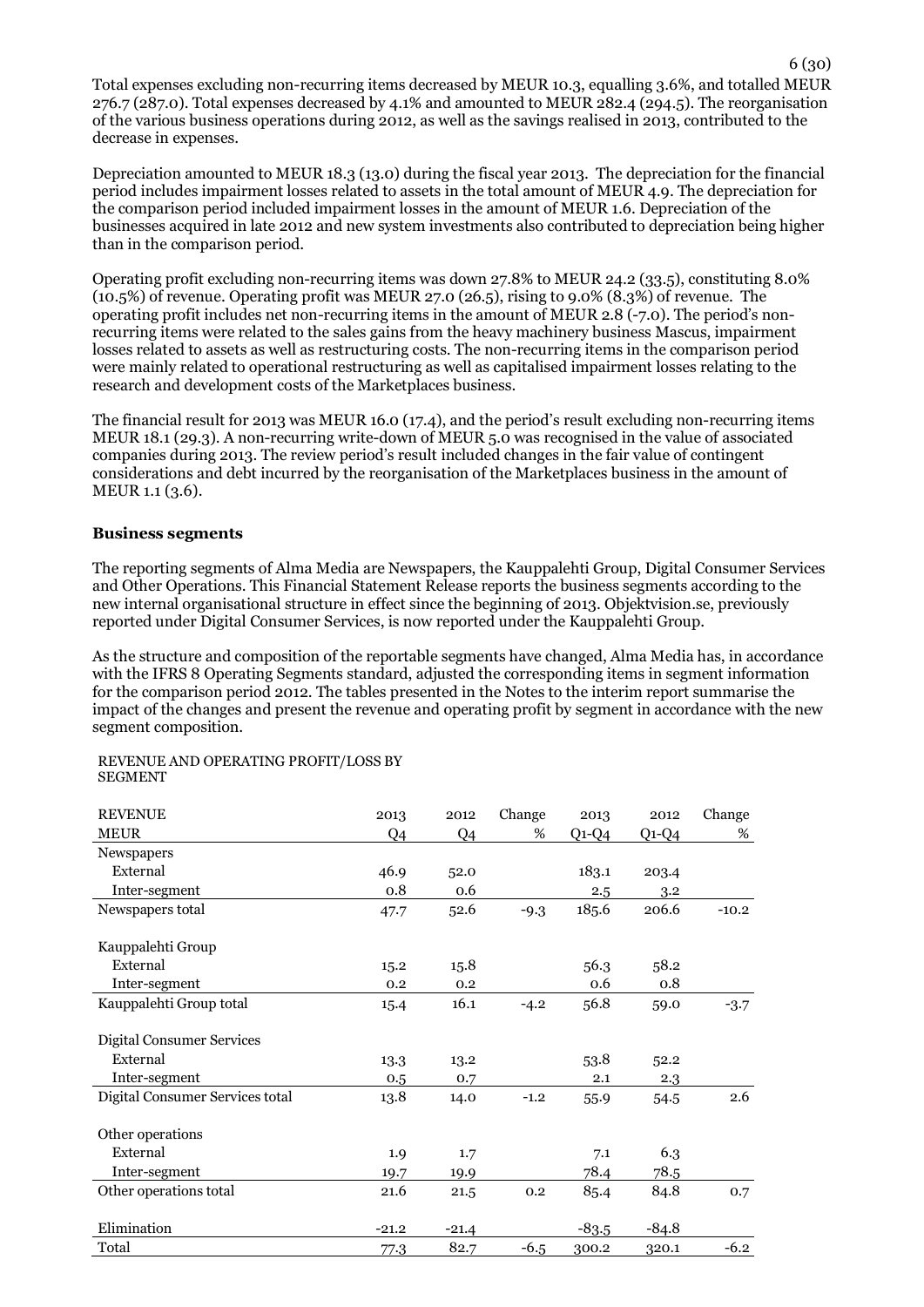Total expenses excluding non-recurring items decreased by MEUR 10.3, equalling 3.6%, and totalled MEUR 276.7 (287.0). Total expenses decreased by 4.1% and amounted to MEUR 282.4 (294.5). The reorganisation of the various business operations during 2012, as well as the savings realised in 2013, contributed to the decrease in expenses.

Depreciation amounted to MEUR 18.3 (13.0) during the fiscal year 2013. The depreciation for the financial period includes impairment losses related to assets in the total amount of MEUR 4.9. The depreciation for the comparison period included impairment losses in the amount of MEUR 1.6. Depreciation of the businesses acquired in late 2012 and new system investments also contributed to depreciation being higher than in the comparison period.

Operating profit excluding non-recurring items was down 27.8% to MEUR 24.2 (33.5), constituting 8.0% (10.5%) of revenue. Operating profit was MEUR 27.0 (26.5), rising to 9.0% (8.3%) of revenue. The operating profit includes net non-recurring items in the amount of MEUR 2.8 (-7.0). The period's non-recurring items were related to the sales gains from the heavy machinery business Mascus, impairment losses related to assets as well as restructuring costs. The non-recurring items in the comparison period were mainly related to operational restructuring as well as capitalised impairment losses relating to the research and development costs of the Marketplaces business.

The financial result for 2013 was MEUR 16.0 (17.4), and the period's result excluding non-recurring items MEUR 18.1 (29.3). A non-recurring write-down of MEUR 5.0 was recognised in the value of associated companies during 2013. The review period's result included changes in the fair value of contingent considerations and debt incurred by the reorganisation of the Marketplaces business in the amount of MEUR 1.1 (3.6).

## Business segments

The reporting segments of Alma Media are Newspapers, the Kauppalehti Group, Digital Consumer Services and Other Operations. This Financial Statement Release reports the business segments according to the new internal organisational structure in effect since the beginning of 2013. Objektvision.se, previously reported under Digital Consumer Services, is now reported under the Kauppalehti Group.

As the structure and composition of the reportable segments have changed, Alma Media has, in accordance with the IFRS 8 Operating Segments standard, adjusted the corresponding items in segment information for the comparison period 2012. The tables presented in the Notes to the interim report summarise the impact of the changes and present the revenue and operating profit by segment in accordance with the new segment composition.

REVENUE AND OPERATING PROFIT/LOSS BY SEGMENT

| REVENUE | 2013 | 2012 | Change | 2013 | 2012 | Change |
|---|---|---|---|---|---|---|
| MEUR | Q4 | Q4 | % | Q1-Q4 | Q1-Q4 | % |
| Newspapers | | | | | | |
| External | 46.9 | 52.0 | | 183.1 | 203.4 | |
| Inter-segment | 0.8 | 0.6 | | 2.5 | 3.2 | |
| Newspapers total | 47.7 | 52.6 | -9.3 | 185.6 | 206.6 | -10.2 |
| Kauppalehti Group | | | | | | |
| External | 15.2 | 15.8 | | 56.3 | 58.2 | |
| Inter-segment | 0.2 | 0.2 | | 0.6 | 0.8 | |
| Kauppalehti Group total | 15.4 | 16.1 | -4.2 | 56.8 | 59.0 | -3.7 |
| Digital Consumer Services | | | | | | |
| External | 13.3 | 13.2 | | 53.8 | 52.2 | |
| Inter-segment | 0.5 | 0.7 | | 2.1 | 2.3 | |
| Digital Consumer Services total | 13.8 | 14.0 | -1.2 | 55.9 | 54.5 | 2.6 |
| Other operations | | | | | | |
| External | 1.9 | 1.7 | | 7.1 | 6.3 | |
| Inter-segment | 19.7 | 19.9 | | 78.4 | 78.5 | |
| Other operations total | 21.6 | 21.5 | 0.2 | 85.4 | 84.8 | 0.7 |
| Elimination | -21.2 | -21.4 | | -83.5 | -84.8 | |
| Total | 77.3 | 82.7 | -6.5 | 300.2 | 320.1 | -6.2 |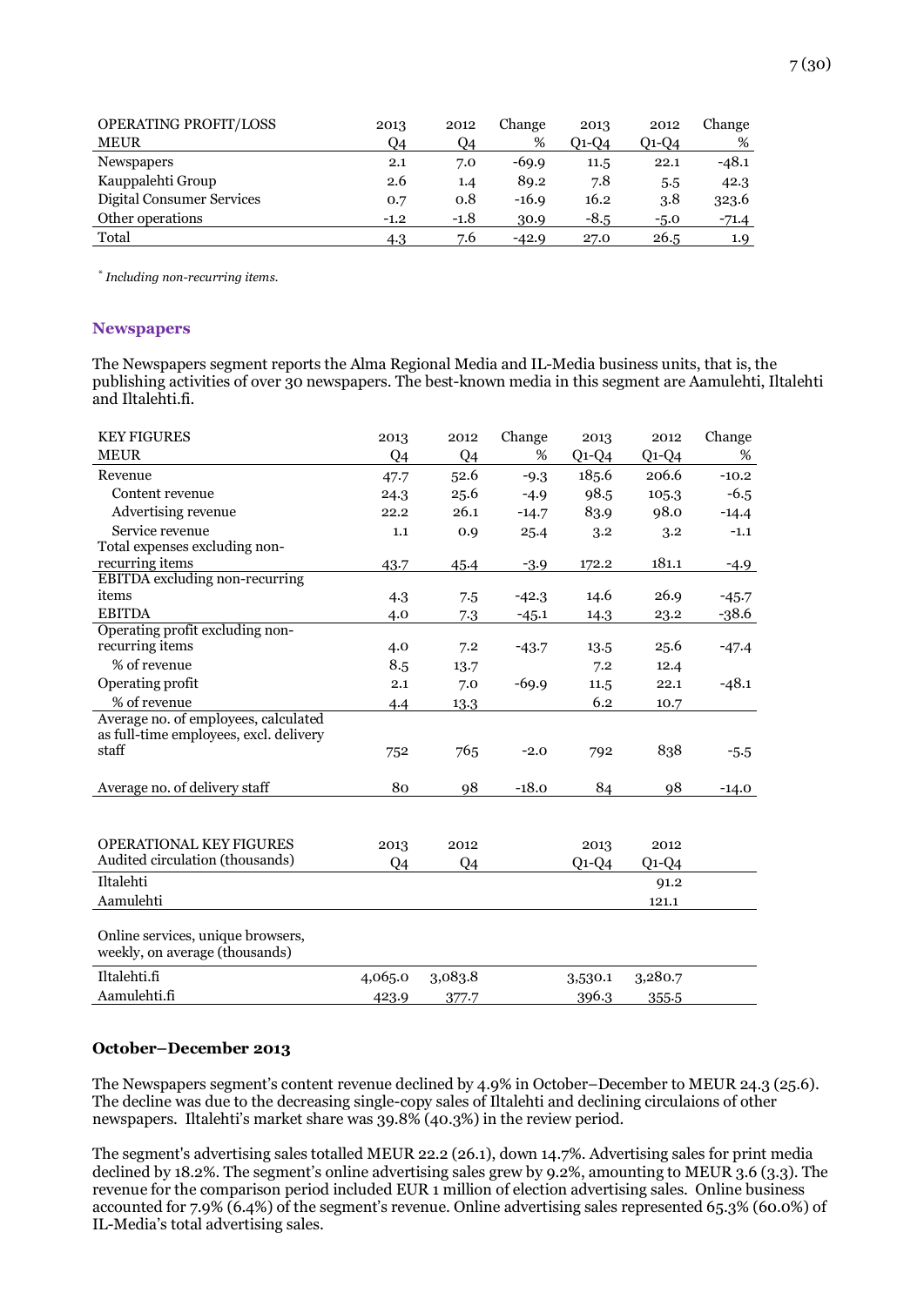| OPERATING PROFIT/LOSS MEUR | 2013 Q4 | 2012 Q4 | Change % | 2013 Q1-Q4 | 2012 Q1-Q4 | Change % |
|---|---|---|---|---|---|---|
| Newspapers | 2.1 | 7.0 | -69.9 | 11.5 | 22.1 | -48.1 |
| Kauppalehti Group | 2.6 | 1.4 | 89.2 | 7.8 | 5.5 | 42.3 |
| Digital Consumer Services | 0.7 | 0.8 | -16.9 | 16.2 | 3.8 | 323.6 |
| Other operations | -1.2 | -1.8 | 30.9 | -8.5 | -5.0 | -71.4 |
| Total | 4.3 | 7.6 | -42.9 | 27.0 | 26.5 | 1.9 |

*\* Including non-recurring items.*

## Newspapers

The Newspapers segment reports the Alma Regional Media and IL-Media business units, that is, the publishing activities of over 30 newspapers. The best-known media in this segment are Aamulehti, Iltalehti and Iltalehti.fi.

| KEY FIGURES MEUR | 2013 Q4 | 2012 Q4 | Change % | 2013 Q1-Q4 | 2012 Q1-Q4 | Change % |
|---|---|---|---|---|---|---|
| Revenue | 47.7 | 52.6 | -9.3 | 185.6 | 206.6 | -10.2 |
| Content revenue | 24.3 | 25.6 | -4.9 | 98.5 | 105.3 | -6.5 |
| Advertising revenue | 22.2 | 26.1 | -14.7 | 83.9 | 98.0 | -14.4 |
| Service revenue | 1.1 | 0.9 | 25.4 | 3.2 | 3.2 | -1.1 |
| Total expenses excluding non-recurring items | 43.7 | 45.4 | -3.9 | 172.2 | 181.1 | -4.9 |
| EBITDA excluding non-recurring items | 4.3 | 7.5 | -42.3 | 14.6 | 26.9 | -45.7 |
| EBITDA | 4.0 | 7.3 | -45.1 | 14.3 | 23.2 | -38.6 |
| Operating profit excluding non-recurring items | 4.0 | 7.2 | -43.7 | 13.5 | 25.6 | -47.4 |
| % of revenue | 8.5 | 13.7 | | 7.2 | 12.4 | |
| Operating profit | 2.1 | 7.0 | -69.9 | 11.5 | 22.1 | -48.1 |
| % of revenue | 4.4 | 13.3 | | 6.2 | 10.7 | |
| Average no. of employees, calculated as full-time employees, excl. delivery staff | 752 | 765 | -2.0 | 792 | 838 | -5.5 |
| Average no. of delivery staff | 80 | 98 | -18.0 | 84 | 98 | -14.0 |

| OPERATIONAL KEY FIGURES Audited circulation (thousands) | 2013 Q4 | 2012 Q4 | 2013 Q1-Q4 | 2012 Q1-Q4 |
|---|---|---|---|---|
| Iltalehti | | | | 91.2 |
| Aamulehti | | | | 121.1 |
| **Online services, unique browsers, weekly, on average (thousands)** | | | | |
| Iltalehti.fi | 4,065.0 | 3,083.8 | 3,530.1 | 3,280.7 |
| Aamulehti.fi | 423.9 | 377.7 | 396.3 | 355.5 |

### October–December 2013

The Newspapers segment's content revenue declined by 4.9% in October–December to MEUR 24.3 (25.6). The decline was due to the decreasing single-copy sales of Iltalehti and declining circulaions of other newspapers. Iltalehti's market share was 39.8% (40.3%) in the review period.

The segment's advertising sales totalled MEUR 22.2 (26.1), down 14.7%. Advertising sales for print media declined by 18.2%. The segment's online advertising sales grew by 9.2%, amounting to MEUR 3.6 (3.3). The revenue for the comparison period included EUR 1 million of election advertising sales. Online business accounted for 7.9% (6.4%) of the segment's revenue. Online advertising sales represented 65.3% (60.0%) of IL-Media's total advertising sales.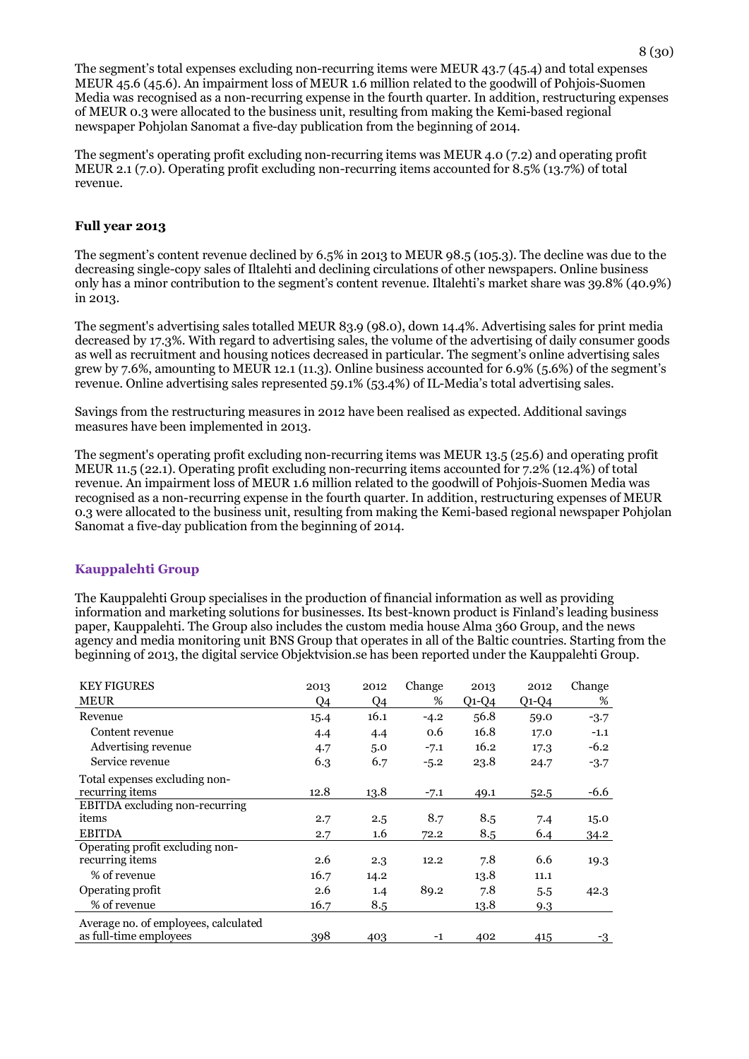The segment's total expenses excluding non-recurring items were MEUR 43.7 (45.4) and total expenses MEUR 45.6 (45.6). An impairment loss of MEUR 1.6 million related to the goodwill of Pohjois-Suomen Media was recognised as a non-recurring expense in the fourth quarter. In addition, restructuring expenses of MEUR 0.3 were allocated to the business unit, resulting from making the Kemi-based regional newspaper Pohjolan Sanomat a five-day publication from the beginning of 2014.

The segment's operating profit excluding non-recurring items was MEUR 4.0 (7.2) and operating profit MEUR 2.1 (7.0). Operating profit excluding non-recurring items accounted for 8.5% (13.7%) of total revenue.

### Full year 2013

The segment's content revenue declined by 6.5% in 2013 to MEUR 98.5 (105.3). The decline was due to the decreasing single-copy sales of Iltalehti and declining circulations of other newspapers. Online business only has a minor contribution to the segment's content revenue. Iltalehti's market share was 39.8% (40.9%) in 2013.

The segment's advertising sales totalled MEUR 83.9 (98.0), down 14.4%. Advertising sales for print media decreased by 17.3%. With regard to advertising sales, the volume of the advertising of daily consumer goods as well as recruitment and housing notices decreased in particular. The segment's online advertising sales grew by 7.6%, amounting to MEUR 12.1 (11.3). Online business accounted for 6.9% (5.6%) of the segment's revenue. Online advertising sales represented 59.1% (53.4%) of IL-Media's total advertising sales.

Savings from the restructuring measures in 2012 have been realised as expected. Additional savings measures have been implemented in 2013.

The segment's operating profit excluding non-recurring items was MEUR 13.5 (25.6) and operating profit MEUR 11.5 (22.1). Operating profit excluding non-recurring items accounted for 7.2% (12.4%) of total revenue. An impairment loss of MEUR 1.6 million related to the goodwill of Pohjois-Suomen Media was recognised as a non-recurring expense in the fourth quarter. In addition, restructuring expenses of MEUR 0.3 were allocated to the business unit, resulting from making the Kemi-based regional newspaper Pohjolan Sanomat a five-day publication from the beginning of 2014.

## Kauppalehti Group

The Kauppalehti Group specialises in the production of financial information as well as providing information and marketing solutions for businesses. Its best-known product is Finland's leading business paper, Kauppalehti. The Group also includes the custom media house Alma 360 Group, and the news agency and media monitoring unit BNS Group that operates in all of the Baltic countries. Starting from the beginning of 2013, the digital service Objektvision.se has been reported under the Kauppalehti Group.

| KEY FIGURES<br>MEUR | 2013<br>Q4 | 2012<br>Q4 | Change<br>% | 2013<br>Q1-Q4 | 2012<br>Q1-Q4 | Change<br>% |
|---|---|---|---|---|---|---|
| Revenue | 15.4 | 16.1 | -4.2 | 56.8 | 59.0 | -3.7 |
| Content revenue | 4.4 | 4.4 | 0.6 | 16.8 | 17.0 | -1.1 |
| Advertising revenue | 4.7 | 5.0 | -7.1 | 16.2 | 17.3 | -6.2 |
| Service revenue | 6.3 | 6.7 | -5.2 | 23.8 | 24.7 | -3.7 |
| Total expenses excluding non-recurring items | 12.8 | 13.8 | -7.1 | 49.1 | 52.5 | -6.6 |
| EBITDA excluding non-recurring items | 2.7 | 2.5 | 8.7 | 8.5 | 7.4 | 15.0 |
| EBITDA | 2.7 | 1.6 | 72.2 | 8.5 | 6.4 | 34.2 |
| Operating profit excluding non-recurring items | 2.6 | 2.3 | 12.2 | 7.8 | 6.6 | 19.3 |
| % of revenue | 16.7 | 14.2 | | 13.8 | 11.1 | |
| Operating profit | 2.6 | 1.4 | 89.2 | 7.8 | 5.5 | 42.3 |
| % of revenue | 16.7 | 8.5 | | 13.8 | 9.3 | |
| Average no. of employees, calculated as full-time employees | 398 | 403 | -1 | 402 | 415 | -3 |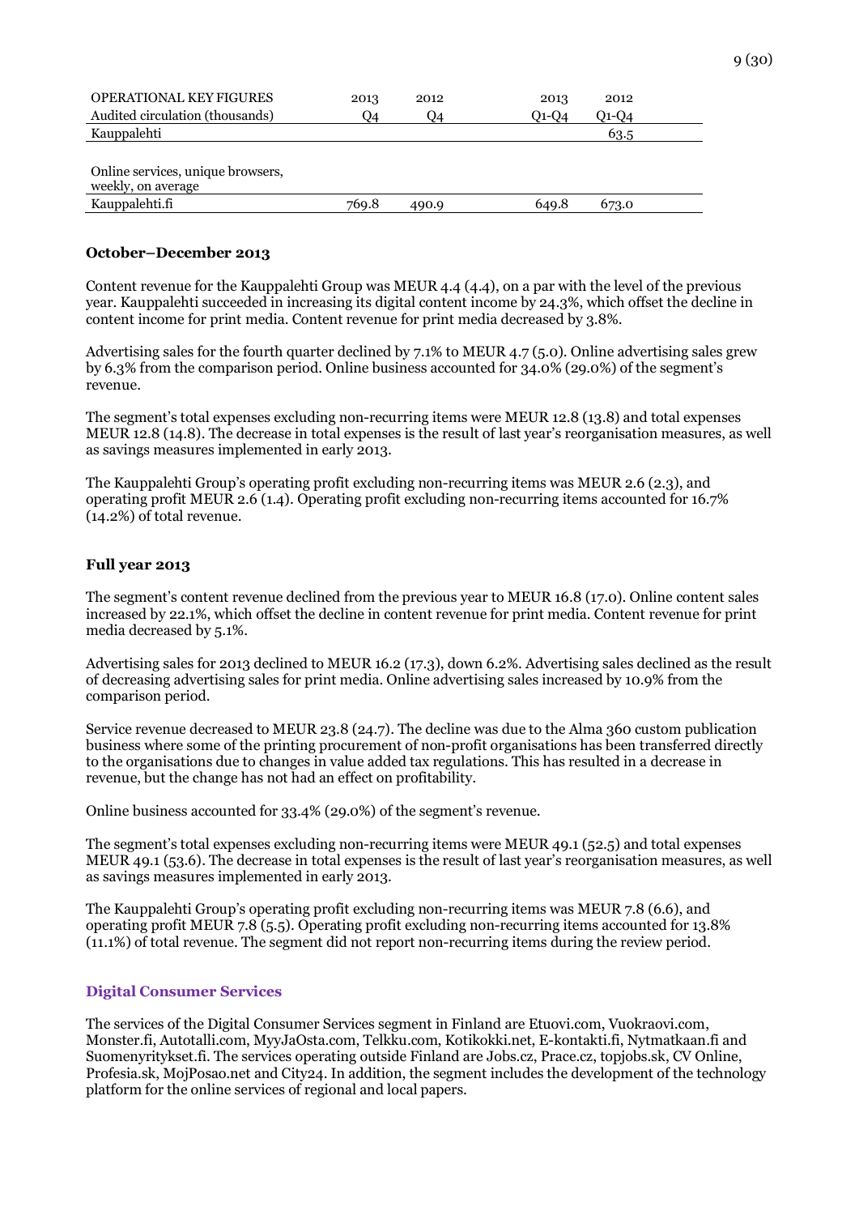| OPERATIONAL KEY FIGURES | 2013 | 2012 | 2013 | 2012 |
|---|---|---|---|---|
| Audited circulation (thousands) | Q4 | Q4 | Q1-Q4 | Q1-Q4 |
| Kauppalehti | | | | 63.5 |
| | | | | |
| Online services, unique browsers, weekly, on average | | | | |
| Kauppalehti.fi | 769.8 | 490.9 | 649.8 | 673.0 |

**October–December 2013**

Content revenue for the Kauppalehti Group was MEUR 4.4 (4.4), on a par with the level of the previous year. Kauppalehti succeeded in increasing its digital content income by 24.3%, which offset the decline in content income for print media. Content revenue for print media decreased by 3.8%.

Advertising sales for the fourth quarter declined by 7.1% to MEUR 4.7 (5.0). Online advertising sales grew by 6.3% from the comparison period. Online business accounted for 34.0% (29.0%) of the segment's revenue.

The segment's total expenses excluding non-recurring items were MEUR 12.8 (13.8) and total expenses MEUR 12.8 (14.8). The decrease in total expenses is the result of last year's reorganisation measures, as well as savings measures implemented in early 2013.

The Kauppalehti Group's operating profit excluding non-recurring items was MEUR 2.6 (2.3), and operating profit MEUR 2.6 (1.4). Operating profit excluding non-recurring items accounted for 16.7% (14.2%) of total revenue.

**Full year 2013**

The segment's content revenue declined from the previous year to MEUR 16.8 (17.0). Online content sales increased by 22.1%, which offset the decline in content revenue for print media. Content revenue for print media decreased by 5.1%.

Advertising sales for 2013 declined to MEUR 16.2 (17.3), down 6.2%. Advertising sales declined as the result of decreasing advertising sales for print media. Online advertising sales increased by 10.9% from the comparison period.

Service revenue decreased to MEUR 23.8 (24.7). The decline was due to the Alma 360 custom publication business where some of the printing procurement of non-profit organisations has been transferred directly to the organisations due to changes in value added tax regulations. This has resulted in a decrease in revenue, but the change has not had an effect on profitability.

Online business accounted for 33.4% (29.0%) of the segment's revenue.

The segment's total expenses excluding non-recurring items were MEUR 49.1 (52.5) and total expenses MEUR 49.1 (53.6). The decrease in total expenses is the result of last year's reorganisation measures, as well as savings measures implemented in early 2013.

The Kauppalehti Group's operating profit excluding non-recurring items was MEUR 7.8 (6.6), and operating profit MEUR 7.8 (5.5). Operating profit excluding non-recurring items accounted for 13.8% (11.1%) of total revenue. The segment did not report non-recurring items during the review period.

## Digital Consumer Services

The services of the Digital Consumer Services segment in Finland are Etuovi.com, Vuokraovi.com, Monster.fi, Autotalli.com, MyyJaOsta.com, Telkku.com, Kotikokki.net, E-kontakti.fi, Nytmatkaan.fi and Suomenyritykset.fi. The services operating outside Finland are Jobs.cz, Prace.cz, topjobs.sk, CV Online, Profesia.sk, MojPosao.net and City24. In addition, the segment includes the development of the technology platform for the online services of regional and local papers.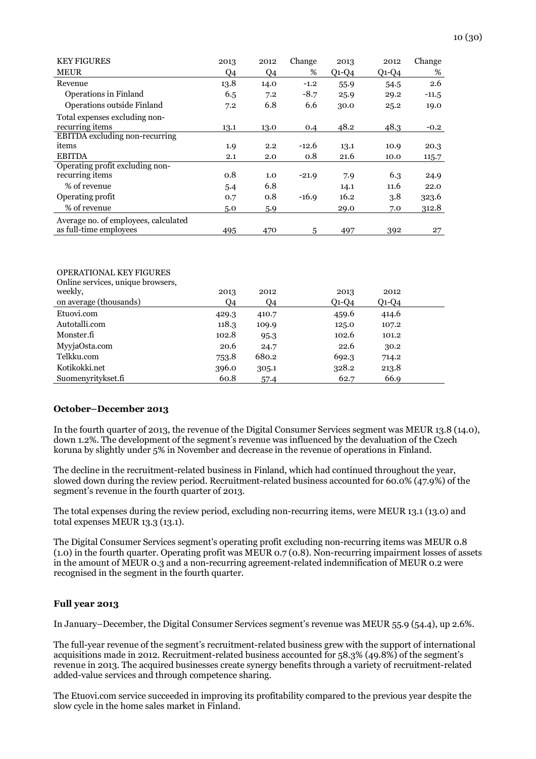| KEY FIGURES | 2013 | 2012 | Change | 2013 | 2012 | Change |
|---|---|---|---|---|---|---|
| MEUR | Q4 | Q4 | % | Q1-Q4 | Q1-Q4 | % |
| Revenue | 13.8 | 14.0 | -1.2 | 55.9 | 54.5 | 2.6 |
| Operations in Finland | 6.5 | 7.2 | -8.7 | 25.9 | 29.2 | -11.5 |
| Operations outside Finland | 7.2 | 6.8 | 6.6 | 30.0 | 25.2 | 19.0 |
| Total expenses excluding non-recurring items | 13.1 | 13.0 | 0.4 | 48.2 | 48.3 | -0.2 |
| EBITDA excluding non-recurring items | 1.9 | 2.2 | -12.6 | 13.1 | 10.9 | 20.3 |
| EBITDA | 2.1 | 2.0 | 0.8 | 21.6 | 10.0 | 115.7 |
| Operating profit excluding non-recurring items | 0.8 | 1.0 | -21.9 | 7.9 | 6.3 | 24.9 |
| % of revenue | 5.4 | 6.8 | | 14.1 | 11.6 | 22.0 |
| Operating profit | 0.7 | 0.8 | -16.9 | 16.2 | 3.8 | 323.6 |
| % of revenue | 5.0 | 5.9 | | 29.0 | 7.0 | 312.8 |
| Average no. of employees, calculated as full-time employees | 495 | 470 | 5 | 497 | 392 | 27 |

| OPERATIONAL KEY FIGURES<br>Online services, unique browsers, weekly, on average (thousands) | 2013<br>Q4 | 2012<br>Q4 | 2013<br>Q1-Q4 | 2012<br>Q1-Q4 |
|---|---|---|---|---|
| Etuovi.com | 429.3 | 410.7 | 459.6 | 414.6 |
| Autotalli.com | 118.3 | 109.9 | 125.0 | 107.2 |
| Monster.fi | 102.8 | 95.3 | 102.6 | 101.2 |
| MyyjaOsta.com | 20.6 | 24.7 | 22.6 | 30.2 |
| Telkku.com | 753.8 | 680.2 | 692.3 | 714.2 |
| Kotikokki.net | 396.0 | 305.1 | 328.2 | 213.8 |
| Suomenyritykset.fi | 60.8 | 57.4 | 62.7 | 66.9 |

**October–December 2013**

In the fourth quarter of 2013, the revenue of the Digital Consumer Services segment was MEUR 13.8 (14.0), down 1.2%. The development of the segment's revenue was influenced by the devaluation of the Czech koruna by slightly under 5% in November and decrease in the revenue of operations in Finland.

The decline in the recruitment-related business in Finland, which had continued throughout the year, slowed down during the review period. Recruitment-related business accounted for 60.0% (47.9%) of the segment's revenue in the fourth quarter of 2013.

The total expenses during the review period, excluding non-recurring items, were MEUR 13.1 (13.0) and total expenses MEUR 13.3 (13.1).

The Digital Consumer Services segment's operating profit excluding non-recurring items was MEUR 0.8 (1.0) in the fourth quarter. Operating profit was MEUR 0.7 (0.8). Non-recurring impairment losses of assets in the amount of MEUR 0.3 and a non-recurring agreement-related indemnification of MEUR 0.2 were recognised in the segment in the fourth quarter.

**Full year 2013**

In January–December, the Digital Consumer Services segment's revenue was MEUR 55.9 (54.4), up 2.6%.

The full-year revenue of the segment's recruitment-related business grew with the support of international acquisitions made in 2012. Recruitment-related business accounted for 58.3% (49.8%) of the segment's revenue in 2013. The acquired businesses create synergy benefits through a variety of recruitment-related added-value services and through competence sharing.

The Etuovi.com service succeeded in improving its profitability compared to the previous year despite the slow cycle in the home sales market in Finland.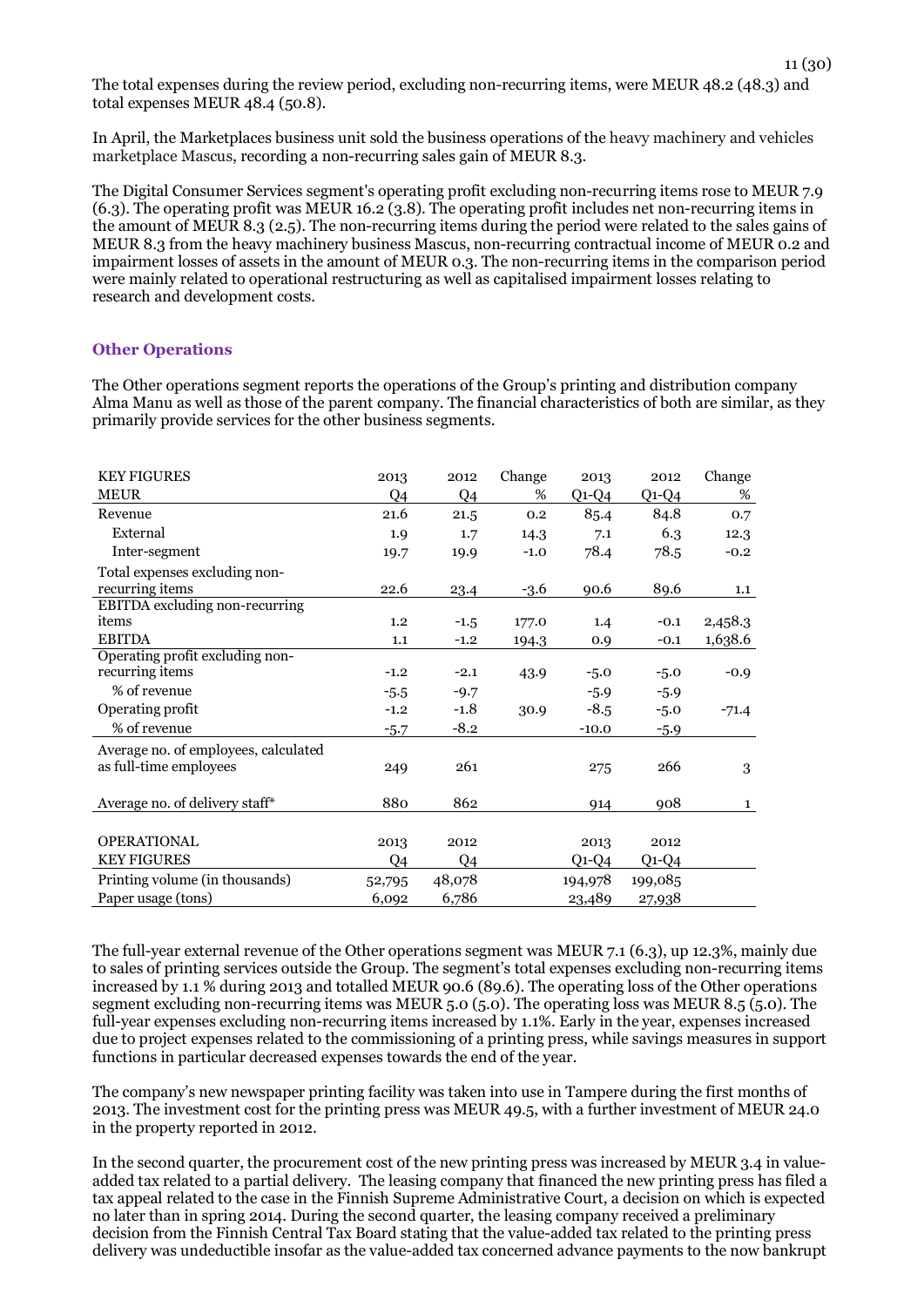The total expenses during the review period, excluding non-recurring items, were MEUR 48.2 (48.3) and total expenses MEUR 48.4 (50.8).

In April, the Marketplaces business unit sold the business operations of the heavy machinery and vehicles marketplace Mascus, recording a non-recurring sales gain of MEUR 8.3.

The Digital Consumer Services segment's operating profit excluding non-recurring items rose to MEUR 7.9 (6.3). The operating profit was MEUR 16.2 (3.8). The operating profit includes net non-recurring items in the amount of MEUR 8.3 (2.5). The non-recurring items during the period were related to the sales gains of MEUR 8.3 from the heavy machinery business Mascus, non-recurring contractual income of MEUR 0.2 and impairment losses of assets in the amount of MEUR 0.3. The non-recurring items in the comparison period were mainly related to operational restructuring as well as capitalised impairment losses relating to research and development costs.

## Other Operations

The Other operations segment reports the operations of the Group's printing and distribution company Alma Manu as well as those of the parent company. The financial characteristics of both are similar, as they primarily provide services for the other business segments.

| KEY FIGURES<br>MEUR | 2013<br>Q4 | 2012<br>Q4 | Change<br>% | 2013<br>Q1-Q4 | 2012<br>Q1-Q4 | Change<br>% |
|---|---|---|---|---|---|---|
| Revenue | 21.6 | 21.5 | 0.2 | 85.4 | 84.8 | 0.7 |
| External | 1.9 | 1.7 | 14.3 | 7.1 | 6.3 | 12.3 |
| Inter-segment | 19.7 | 19.9 | -1.0 | 78.4 | 78.5 | -0.2 |
| Total expenses excluding non-recurring items | 22.6 | 23.4 | -3.6 | 90.6 | 89.6 | 1.1 |
| EBITDA excluding non-recurring items | 1.2 | -1.5 | 177.0 | 1.4 | -0.1 | 2,458.3 |
| EBITDA | 1.1 | -1.2 | 194.3 | 0.9 | -0.1 | 1,638.6 |
| Operating profit excluding non-recurring items | -1.2 | -2.1 | 43.9 | -5.0 | -5.0 | -0.9 |
| % of revenue | -5.5 | -9.7 | | -5.9 | -5.9 | |
| Operating profit | -1.2 | -1.8 | 30.9 | -8.5 | -5.0 | -71.4 |
| % of revenue | -5.7 | -8.2 | | -10.0 | -5.9 | |
| Average no. of employees, calculated as full-time employees | 249 | 261 | | 275 | 266 | 3 |
| Average no. of delivery staff* | 880 | 862 | | 914 | 908 | 1 |

| OPERATIONAL KEY FIGURES | 2013<br>Q4 | 2012<br>Q4 | 2013<br>Q1-Q4 | 2012<br>Q1-Q4 |
|---|---|---|---|---|
| Printing volume (in thousands) | 52,795 | 48,078 | 194,978 | 199,085 |
| Paper usage (tons) | 6,092 | 6,786 | 23,489 | 27,938 |

The full-year external revenue of the Other operations segment was MEUR 7.1 (6.3), up 12.3%, mainly due to sales of printing services outside the Group. The segment's total expenses excluding non-recurring items increased by 1.1 % during 2013 and totalled MEUR 90.6 (89.6). The operating loss of the Other operations segment excluding non-recurring items was MEUR 5.0 (5.0). The operating loss was MEUR 8.5 (5.0). The full-year expenses excluding non-recurring items increased by 1.1%. Early in the year, expenses increased due to project expenses related to the commissioning of a printing press, while savings measures in support functions in particular decreased expenses towards the end of the year.

The company's new newspaper printing facility was taken into use in Tampere during the first months of 2013. The investment cost for the printing press was MEUR 49.5, with a further investment of MEUR 24.0 in the property reported in 2012.

In the second quarter, the procurement cost of the new printing press was increased by MEUR 3.4 in value-added tax related to a partial delivery. The leasing company that financed the new printing press has filed a tax appeal related to the case in the Finnish Supreme Administrative Court, a decision on which is expected no later than in spring 2014. During the second quarter, the leasing company received a preliminary decision from the Finnish Central Tax Board stating that the value-added tax related to the printing press delivery was undeductible insofar as the value-added tax concerned advance payments to the now bankrupt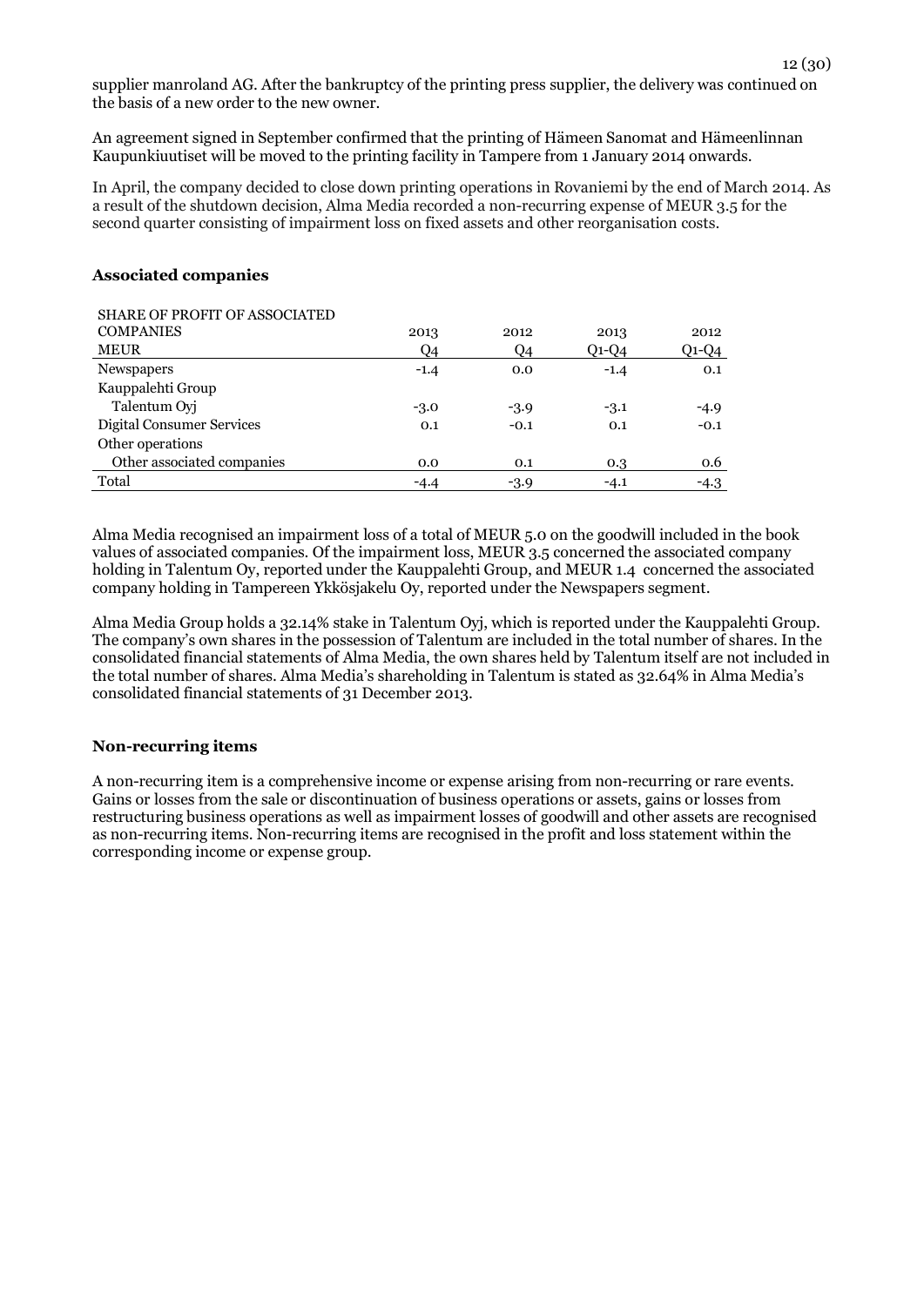supplier manroland AG. After the bankruptcy of the printing press supplier, the delivery was continued on the basis of a new order to the new owner.

An agreement signed in September confirmed that the printing of Hämeen Sanomat and Hämeenlinnan Kaupunkiuutiset will be moved to the printing facility in Tampere from 1 January 2014 onwards.

In April, the company decided to close down printing operations in Rovaniemi by the end of March 2014. As a result of the shutdown decision, Alma Media recorded a non-recurring expense of MEUR 3.5 for the second quarter consisting of impairment loss on fixed assets and other reorganisation costs.

### Associated companies

| SHARE OF PROFIT OF ASSOCIATED COMPANIES<br>MEUR | 2013<br>Q4 | 2012<br>Q4 | 2013<br>Q1-Q4 | 2012<br>Q1-Q4 |
|---|---|---|---|---|
| Newspapers | -1.4 | 0.0 | -1.4 | 0.1 |
| Kauppalehti Group | | | | |
| Talentum Oyj | -3.0 | -3.9 | -3.1 | -4.9 |
| Digital Consumer Services | 0.1 | -0.1 | 0.1 | -0.1 |
| Other operations | | | | |
| Other associated companies | 0.0 | 0.1 | 0.3 | 0.6 |
| Total | -4.4 | -3.9 | -4.1 | -4.3 |

Alma Media recognised an impairment loss of a total of MEUR 5.0 on the goodwill included in the book values of associated companies. Of the impairment loss, MEUR 3.5 concerned the associated company holding in Talentum Oy, reported under the Kauppalehti Group, and MEUR 1.4 concerned the associated company holding in Tampereen Ykkösjakelu Oy, reported under the Newspapers segment.

Alma Media Group holds a 32.14% stake in Talentum Oyj, which is reported under the Kauppalehti Group. The company's own shares in the possession of Talentum are included in the total number of shares. In the consolidated financial statements of Alma Media, the own shares held by Talentum itself are not included in the total number of shares. Alma Media's shareholding in Talentum is stated as 32.64% in Alma Media's consolidated financial statements of 31 December 2013.

### Non-recurring items

A non-recurring item is a comprehensive income or expense arising from non-recurring or rare events. Gains or losses from the sale or discontinuation of business operations or assets, gains or losses from restructuring business operations as well as impairment losses of goodwill and other assets are recognised as non-recurring items. Non-recurring items are recognised in the profit and loss statement within the corresponding income or expense group.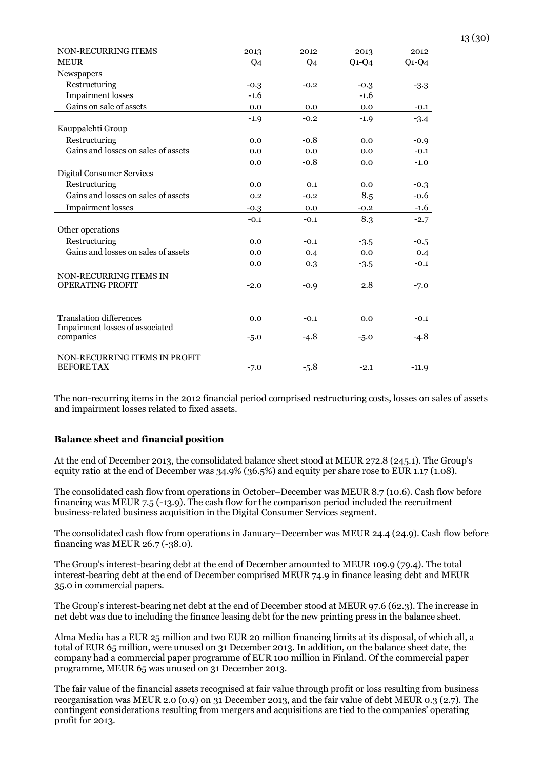| NON-RECURRING ITEMS | 2013 | 2012 | 2013 | 2012 |
|---|---|---|---|---|
| MEUR | Q4 | Q4 | Q1-Q4 | Q1-Q4 |
| Newspapers | | | | |
| Restructuring | -0.3 | -0.2 | -0.3 | -3.3 |
| Impairment losses | -1.6 | | -1.6 | |
| Gains on sale of assets | 0.0 | 0.0 | 0.0 | -0.1 |
| | -1.9 | -0.2 | -1.9 | -3.4 |
| Kauppalehti Group | | | | |
| Restructuring | 0.0 | -0.8 | 0.0 | -0.9 |
| Gains and losses on sales of assets | 0.0 | 0.0 | 0.0 | -0.1 |
| | 0.0 | -0.8 | 0.0 | -1.0 |
| Digital Consumer Services | | | | |
| Restructuring | 0.0 | 0.1 | 0.0 | -0.3 |
| Gains and losses on sales of assets | 0.2 | -0.2 | 8.5 | -0.6 |
| Impairment losses | -0.3 | 0.0 | -0.2 | -1.6 |
| | -0.1 | -0.1 | 8.3 | -2.7 |
| Other operations | | | | |
| Restructuring | 0.0 | -0.1 | -3.5 | -0.5 |
| Gains and losses on sales of assets | 0.0 | 0.4 | 0.0 | 0.4 |
| | 0.0 | 0.3 | -3.5 | -0.1 |
| NON-RECURRING ITEMS IN OPERATING PROFIT | -2.0 | -0.9 | 2.8 | -7.0 |
| Translation differences | 0.0 | -0.1 | 0.0 | -0.1 |
| Impairment losses of associated companies | -5.0 | -4.8 | -5.0 | -4.8 |
| NON-RECURRING ITEMS IN PROFIT BEFORE TAX | -7.0 | -5.8 | -2.1 | -11.9 |

The non-recurring items in the 2012 financial period comprised restructuring costs, losses on sales of assets and impairment losses related to fixed assets.

**Balance sheet and financial position**

At the end of December 2013, the consolidated balance sheet stood at MEUR 272.8 (245.1). The Group's equity ratio at the end of December was 34.9% (36.5%) and equity per share rose to EUR 1.17 (1.08).

The consolidated cash flow from operations in October–December was MEUR 8.7 (10.6). Cash flow before financing was MEUR 7.5 (-13.9). The cash flow for the comparison period included the recruitment business-related business acquisition in the Digital Consumer Services segment.

The consolidated cash flow from operations in January–December was MEUR 24.4 (24.9). Cash flow before financing was MEUR 26.7 (-38.0).

The Group's interest-bearing debt at the end of December amounted to MEUR 109.9 (79.4). The total interest-bearing debt at the end of December comprised MEUR 74.9 in finance leasing debt and MEUR 35.0 in commercial papers.

The Group's interest-bearing net debt at the end of December stood at MEUR 97.6 (62.3). The increase in net debt was due to including the finance leasing debt for the new printing press in the balance sheet.

Alma Media has a EUR 25 million and two EUR 20 million financing limits at its disposal, of which all, a total of EUR 65 million, were unused on 31 December 2013. In addition, on the balance sheet date, the company had a commercial paper programme of EUR 100 million in Finland. Of the commercial paper programme, MEUR 65 was unused on 31 December 2013.

The fair value of the financial assets recognised at fair value through profit or loss resulting from business reorganisation was MEUR 2.0 (0.9) on 31 December 2013, and the fair value of debt MEUR 0.3 (2.7). The contingent considerations resulting from mergers and acquisitions are tied to the companies' operating profit for 2013.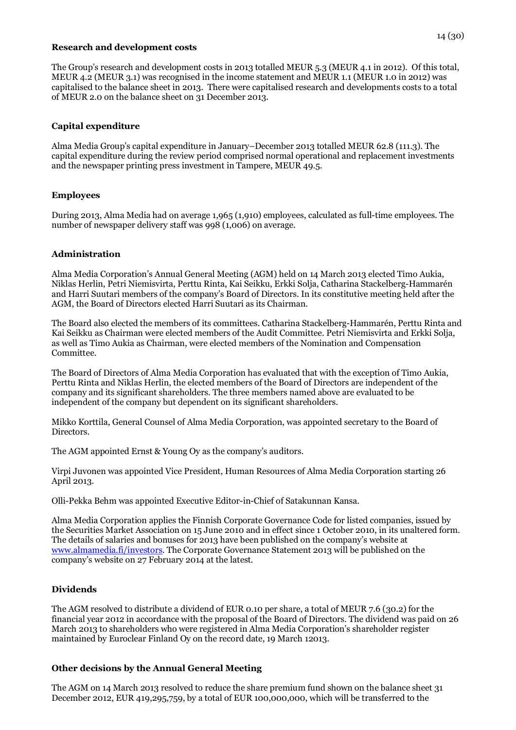### Research and development costs

The Group's research and development costs in 2013 totalled MEUR 5.3 (MEUR 4.1 in 2012). Of this total, MEUR 4.2 (MEUR 3.1) was recognised in the income statement and MEUR 1.1 (MEUR 1.0 in 2012) was capitalised to the balance sheet in 2013. There were capitalised research and developments costs to a total of MEUR 2.0 on the balance sheet on 31 December 2013.

### Capital expenditure

Alma Media Group's capital expenditure in January–December 2013 totalled MEUR 62.8 (111.3). The capital expenditure during the review period comprised normal operational and replacement investments and the newspaper printing press investment in Tampere, MEUR 49.5.

### Employees

During 2013, Alma Media had on average 1,965 (1,910) employees, calculated as full-time employees. The number of newspaper delivery staff was 998 (1,006) on average.

### Administration

Alma Media Corporation's Annual General Meeting (AGM) held on 14 March 2013 elected Timo Aukia, Niklas Herlin, Petri Niemisvirta, Perttu Rinta, Kai Seikku, Erkki Solja, Catharina Stackelberg-Hammarén and Harri Suutari members of the company's Board of Directors. In its constitutive meeting held after the AGM, the Board of Directors elected Harri Suutari as its Chairman.

The Board also elected the members of its committees. Catharina Stackelberg-Hammarén, Perttu Rinta and Kai Seikku as Chairman were elected members of the Audit Committee. Petri Niemisvirta and Erkki Solja, as well as Timo Aukia as Chairman, were elected members of the Nomination and Compensation Committee.

The Board of Directors of Alma Media Corporation has evaluated that with the exception of Timo Aukia, Perttu Rinta and Niklas Herlin, the elected members of the Board of Directors are independent of the company and its significant shareholders. The three members named above are evaluated to be independent of the company but dependent on its significant shareholders.

Mikko Korttila, General Counsel of Alma Media Corporation, was appointed secretary to the Board of Directors.

The AGM appointed Ernst & Young Oy as the company's auditors.

Virpi Juvonen was appointed Vice President, Human Resources of Alma Media Corporation starting 26 April 2013.

Olli-Pekka Behm was appointed Executive Editor-in-Chief of Satakunnan Kansa.

Alma Media Corporation applies the Finnish Corporate Governance Code for listed companies, issued by the Securities Market Association on 15 June 2010 and in effect since 1 October 2010, in its unaltered form. The details of salaries and bonuses for 2013 have been published on the company's website at [www.almamedia.fi/investors](http://www.almamedia.fi/investors). The Corporate Governance Statement 2013 will be published on the company's website on 27 February 2014 at the latest.

### Dividends

The AGM resolved to distribute a dividend of EUR 0.10 per share, a total of MEUR 7.6 (30.2) for the financial year 2012 in accordance with the proposal of the Board of Directors. The dividend was paid on 26 March 2013 to shareholders who were registered in Alma Media Corporation's shareholder register maintained by Euroclear Finland Oy on the record date, 19 March 12013.

### Other decisions by the Annual General Meeting

The AGM on 14 March 2013 resolved to reduce the share premium fund shown on the balance sheet 31 December 2012, EUR 419,295,759, by a total of EUR 100,000,000, which will be transferred to the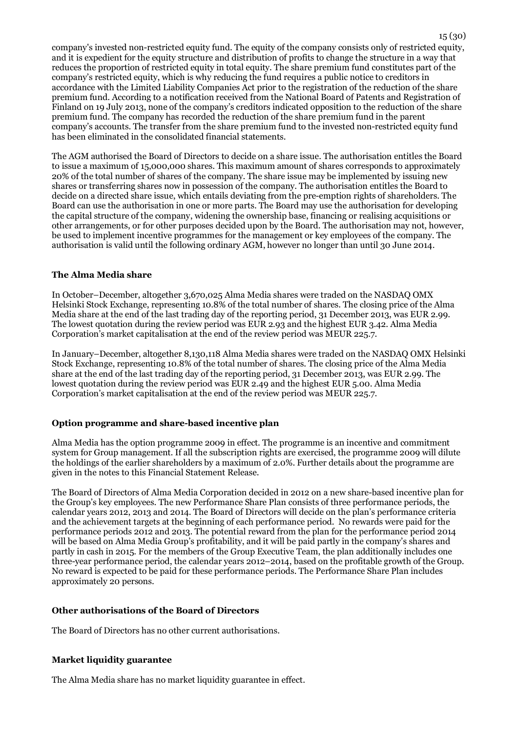company's invested non-restricted equity fund. The equity of the company consists only of restricted equity, and it is expedient for the equity structure and distribution of profits to change the structure in a way that reduces the proportion of restricted equity in total equity. The share premium fund constitutes part of the company's restricted equity, which is why reducing the fund requires a public notice to creditors in accordance with the Limited Liability Companies Act prior to the registration of the reduction of the share premium fund. According to a notification received from the National Board of Patents and Registration of Finland on 19 July 2013, none of the company's creditors indicated opposition to the reduction of the share premium fund. The company has recorded the reduction of the share premium fund in the parent company's accounts. The transfer from the share premium fund to the invested non-restricted equity fund has been eliminated in the consolidated financial statements.

The AGM authorised the Board of Directors to decide on a share issue. The authorisation entitles the Board to issue a maximum of 15,000,000 shares. This maximum amount of shares corresponds to approximately 20% of the total number of shares of the company. The share issue may be implemented by issuing new shares or transferring shares now in possession of the company. The authorisation entitles the Board to decide on a directed share issue, which entails deviating from the pre-emption rights of shareholders. The Board can use the authorisation in one or more parts. The Board may use the authorisation for developing the capital structure of the company, widening the ownership base, financing or realising acquisitions or other arrangements, or for other purposes decided upon by the Board. The authorisation may not, however, be used to implement incentive programmes for the management or key employees of the company. The authorisation is valid until the following ordinary AGM, however no longer than until 30 June 2014.

### The Alma Media share

In October–December, altogether 3,670,025 Alma Media shares were traded on the NASDAQ OMX Helsinki Stock Exchange, representing 10.8% of the total number of shares. The closing price of the Alma Media share at the end of the last trading day of the reporting period, 31 December 2013, was EUR 2.99. The lowest quotation during the review period was EUR 2.93 and the highest EUR 3.42. Alma Media Corporation's market capitalisation at the end of the review period was MEUR 225.7.

In January–December, altogether 8,130,118 Alma Media shares were traded on the NASDAQ OMX Helsinki Stock Exchange, representing 10.8% of the total number of shares. The closing price of the Alma Media share at the end of the last trading day of the reporting period, 31 December 2013, was EUR 2.99. The lowest quotation during the review period was EUR 2.49 and the highest EUR 5.00. Alma Media Corporation's market capitalisation at the end of the review period was MEUR 225.7.

### Option programme and share-based incentive plan

Alma Media has the option programme 2009 in effect. The programme is an incentive and commitment system for Group management. If all the subscription rights are exercised, the programme 2009 will dilute the holdings of the earlier shareholders by a maximum of 2.0%. Further details about the programme are given in the notes to this Financial Statement Release.

The Board of Directors of Alma Media Corporation decided in 2012 on a new share-based incentive plan for the Group's key employees. The new Performance Share Plan consists of three performance periods, the calendar years 2012, 2013 and 2014. The Board of Directors will decide on the plan's performance criteria and the achievement targets at the beginning of each performance period. No rewards were paid for the performance periods 2012 and 2013. The potential reward from the plan for the performance period 2014 will be based on Alma Media Group's profitability, and it will be paid partly in the company's shares and partly in cash in 2015. For the members of the Group Executive Team, the plan additionally includes one three-year performance period, the calendar years 2012–2014, based on the profitable growth of the Group. No reward is expected to be paid for these performance periods. The Performance Share Plan includes approximately 20 persons.

### Other authorisations of the Board of Directors

The Board of Directors has no other current authorisations.

### Market liquidity guarantee

The Alma Media share has no market liquidity guarantee in effect.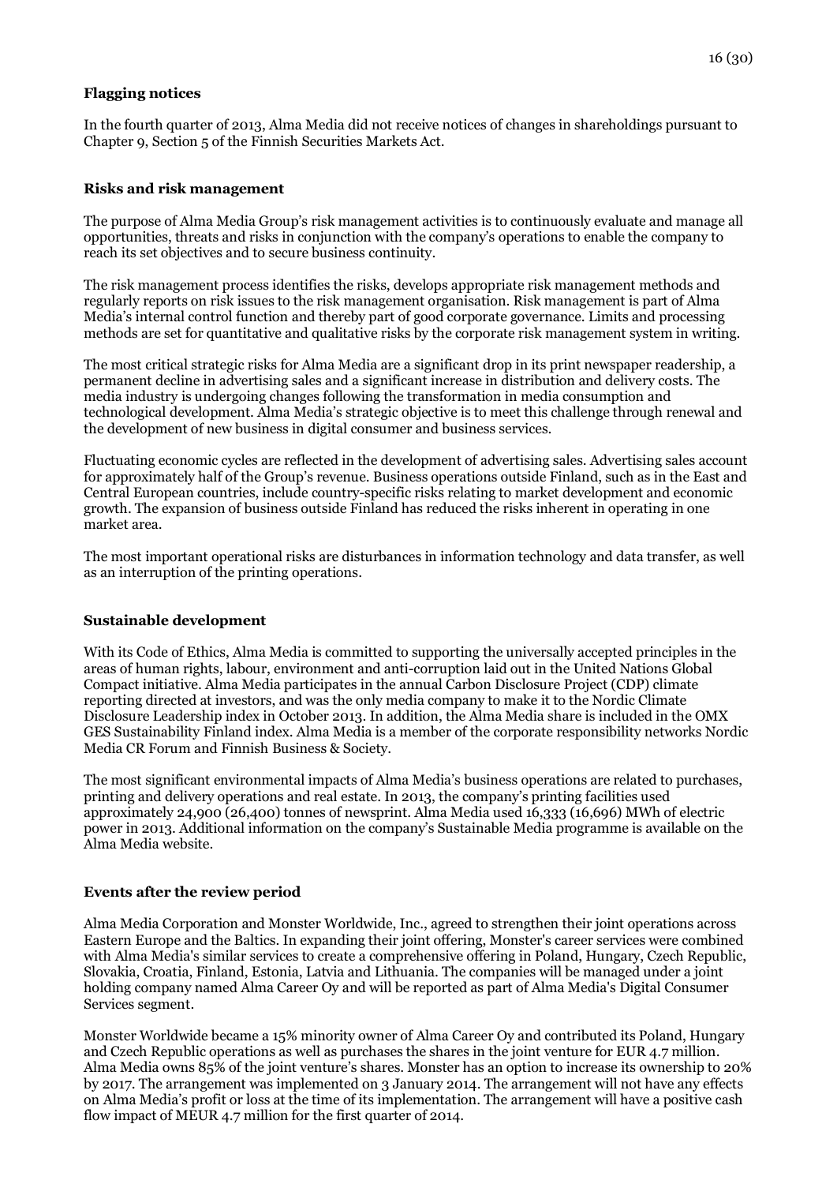## Flagging notices

In the fourth quarter of 2013, Alma Media did not receive notices of changes in shareholdings pursuant to Chapter 9, Section 5 of the Finnish Securities Markets Act.

## Risks and risk management

The purpose of Alma Media Group's risk management activities is to continuously evaluate and manage all opportunities, threats and risks in conjunction with the company's operations to enable the company to reach its set objectives and to secure business continuity.

The risk management process identifies the risks, develops appropriate risk management methods and regularly reports on risk issues to the risk management organisation. Risk management is part of Alma Media's internal control function and thereby part of good corporate governance. Limits and processing methods are set for quantitative and qualitative risks by the corporate risk management system in writing.

The most critical strategic risks for Alma Media are a significant drop in its print newspaper readership, a permanent decline in advertising sales and a significant increase in distribution and delivery costs. The media industry is undergoing changes following the transformation in media consumption and technological development. Alma Media's strategic objective is to meet this challenge through renewal and the development of new business in digital consumer and business services.

Fluctuating economic cycles are reflected in the development of advertising sales. Advertising sales account for approximately half of the Group's revenue. Business operations outside Finland, such as in the East and Central European countries, include country-specific risks relating to market development and economic growth. The expansion of business outside Finland has reduced the risks inherent in operating in one market area.

The most important operational risks are disturbances in information technology and data transfer, as well as an interruption of the printing operations.

## Sustainable development

With its Code of Ethics, Alma Media is committed to supporting the universally accepted principles in the areas of human rights, labour, environment and anti-corruption laid out in the United Nations Global Compact initiative. Alma Media participates in the annual Carbon Disclosure Project (CDP) climate reporting directed at investors, and was the only media company to make it to the Nordic Climate Disclosure Leadership index in October 2013. In addition, the Alma Media share is included in the OMX GES Sustainability Finland index. Alma Media is a member of the corporate responsibility networks Nordic Media CR Forum and Finnish Business & Society.

The most significant environmental impacts of Alma Media's business operations are related to purchases, printing and delivery operations and real estate. In 2013, the company's printing facilities used approximately 24,900 (26,400) tonnes of newsprint. Alma Media used 16,333 (16,696) MWh of electric power in 2013. Additional information on the company's Sustainable Media programme is available on the Alma Media website.

## Events after the review period

Alma Media Corporation and Monster Worldwide, Inc., agreed to strengthen their joint operations across Eastern Europe and the Baltics. In expanding their joint offering, Monster's career services were combined with Alma Media's similar services to create a comprehensive offering in Poland, Hungary, Czech Republic, Slovakia, Croatia, Finland, Estonia, Latvia and Lithuania. The companies will be managed under a joint holding company named Alma Career Oy and will be reported as part of Alma Media's Digital Consumer Services segment.

Monster Worldwide became a 15% minority owner of Alma Career Oy and contributed its Poland, Hungary and Czech Republic operations as well as purchases the shares in the joint venture for EUR 4.7 million. Alma Media owns 85% of the joint venture's shares. Monster has an option to increase its ownership to 20% by 2017. The arrangement was implemented on 3 January 2014. The arrangement will not have any effects on Alma Media's profit or loss at the time of its implementation. The arrangement will have a positive cash flow impact of MEUR 4.7 million for the first quarter of 2014.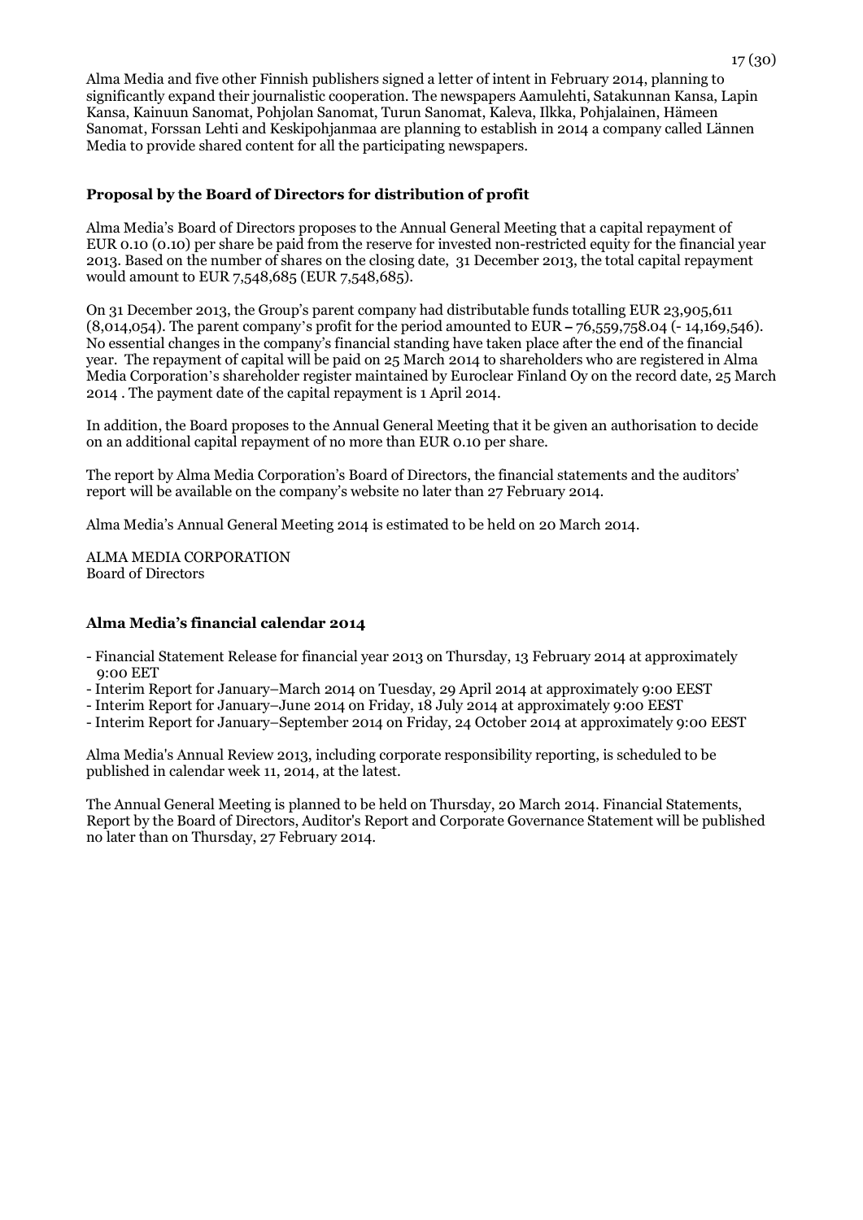Alma Media and five other Finnish publishers signed a letter of intent in February 2014, planning to significantly expand their journalistic cooperation. The newspapers Aamulehti, Satakunnan Kansa, Lapin Kansa, Kainuun Sanomat, Pohjolan Sanomat, Turun Sanomat, Kaleva, Ilkka, Pohjalainen, Hämeen Sanomat, Forssan Lehti and Keskipohjanmaa are planning to establish in 2014 a company called Lännen Media to provide shared content for all the participating newspapers.

## Proposal by the Board of Directors for distribution of profit

Alma Media's Board of Directors proposes to the Annual General Meeting that a capital repayment of EUR 0.10 (0.10) per share be paid from the reserve for invested non-restricted equity for the financial year 2013. Based on the number of shares on the closing date, 31 December 2013, the total capital repayment would amount to EUR 7,548,685 (EUR 7,548,685).

On 31 December 2013, the Group's parent company had distributable funds totalling EUR 23,905,611 (8,014,054). The parent company's profit for the period amounted to EUR – 76,559,758.04 (- 14,169,546). No essential changes in the company's financial standing have taken place after the end of the financial year. The repayment of capital will be paid on 25 March 2014 to shareholders who are registered in Alma Media Corporation's shareholder register maintained by Euroclear Finland Oy on the record date, 25 March 2014 . The payment date of the capital repayment is 1 April 2014.

In addition, the Board proposes to the Annual General Meeting that it be given an authorisation to decide on an additional capital repayment of no more than EUR 0.10 per share.

The report by Alma Media Corporation's Board of Directors, the financial statements and the auditors' report will be available on the company's website no later than 27 February 2014.

Alma Media's Annual General Meeting 2014 is estimated to be held on 20 March 2014.

ALMA MEDIA CORPORATION
Board of Directors

## Alma Media's financial calendar 2014

- Financial Statement Release for financial year 2013 on Thursday, 13 February 2014 at approximately 9:00 EET
- Interim Report for January–March 2014 on Tuesday, 29 April 2014 at approximately 9:00 EEST
- Interim Report for January–June 2014 on Friday, 18 July 2014 at approximately 9:00 EEST
- Interim Report for January–September 2014 on Friday, 24 October 2014 at approximately 9:00 EEST

Alma Media's Annual Review 2013, including corporate responsibility reporting, is scheduled to be published in calendar week 11, 2014, at the latest.

The Annual General Meeting is planned to be held on Thursday, 20 March 2014. Financial Statements, Report by the Board of Directors, Auditor's Report and Corporate Governance Statement will be published no later than on Thursday, 27 February 2014.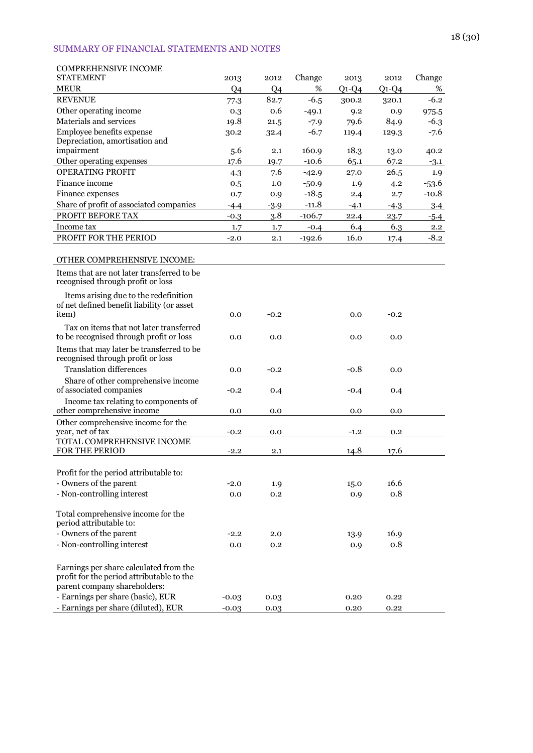## SUMMARY OF FINANCIAL STATEMENTS AND NOTES

| COMPREHENSIVE INCOME STATEMENT | 2013 | 2012 | Change | 2013 | 2012 | Change |
|---|---|---|---|---|---|---|
| MEUR | Q4 | Q4 | % | Q1-Q4 | Q1-Q4 | % |
| REVENUE | 77.3 | 82.7 | -6.5 | 300.2 | 320.1 | -6.2 |
| Other operating income | 0.3 | 0.6 | -49.1 | 9.2 | 0.9 | 975.5 |
| Materials and services | 19.8 | 21.5 | -7.9 | 79.6 | 84.9 | -6.3 |
| Employee benefits expense | 30.2 | 32.4 | -6.7 | 119.4 | 129.3 | -7.6 |
| Depreciation, amortisation and impairment | 5.6 | 2.1 | 160.9 | 18.3 | 13.0 | 40.2 |
| Other operating expenses | 17.6 | 19.7 | -10.6 | 65.1 | 67.2 | -3.1 |
| OPERATING PROFIT | 4.3 | 7.6 | -42.9 | 27.0 | 26.5 | 1.9 |
| Finance income | 0.5 | 1.0 | -50.9 | 1.9 | 4.2 | -53.6 |
| Finance expenses | 0.7 | 0.9 | -18.5 | 2.4 | 2.7 | -10.8 |
| Share of profit of associated companies | -4.4 | -3.9 | -11.8 | -4.1 | -4.3 | 3.4 |
| PROFIT BEFORE TAX | -0.3 | 3.8 | -106.7 | 22.4 | 23.7 | -5.4 |
| Income tax | 1.7 | 1.7 | -0.4 | 6.4 | 6.3 | 2.2 |
| PROFIT FOR THE PERIOD | -2.0 | 2.1 | -192.6 | 16.0 | 17.4 | -8.2 |
| | | | | | | |
| OTHER COMPREHENSIVE INCOME: | | | | | | |
| Items that are not later transferred to be recognised through profit or loss | | | | | | |
| Items arising due to the redefinition of net defined benefit liability (or asset item) | 0.0 | -0.2 | | 0.0 | -0.2 | |
| Tax on items that not later transferred to be recognised through profit or loss | 0.0 | 0.0 | | 0.0 | 0.0 | |
| Items that may later be transferred to be recognised through profit or loss | | | | | | |
| Translation differences | 0.0 | -0.2 | | -0.8 | 0.0 | |
| Share of other comprehensive income of associated companies | -0.2 | 0.4 | | -0.4 | 0.4 | |
| Income tax relating to components of other comprehensive income | 0.0 | 0.0 | | 0.0 | 0.0 | |
| Other comprehensive income for the year, net of tax | -0.2 | 0.0 | | -1.2 | 0.2 | |
| TOTAL COMPREHENSIVE INCOME FOR THE PERIOD | -2.2 | 2.1 | | 14.8 | 17.6 | |
| | | | | | | |
| Profit for the period attributable to: | | | | | | |
| - Owners of the parent | -2.0 | 1.9 | | 15.0 | 16.6 | |
| - Non-controlling interest | 0.0 | 0.2 | | 0.9 | 0.8 | |
| | | | | | | |
| Total comprehensive income for the period attributable to: | | | | | | |
| - Owners of the parent | -2.2 | 2.0 | | 13.9 | 16.9 | |
| - Non-controlling interest | 0.0 | 0.2 | | 0.9 | 0.8 | |
| | | | | | | |
| Earnings per share calculated from the profit for the period attributable to the parent company shareholders: | | | | | | |
| - Earnings per share (basic), EUR | -0.03 | 0.03 | | 0.20 | 0.22 | |
| - Earnings per share (diluted), EUR | -0.03 | 0.03 | | 0.20 | 0.22 | |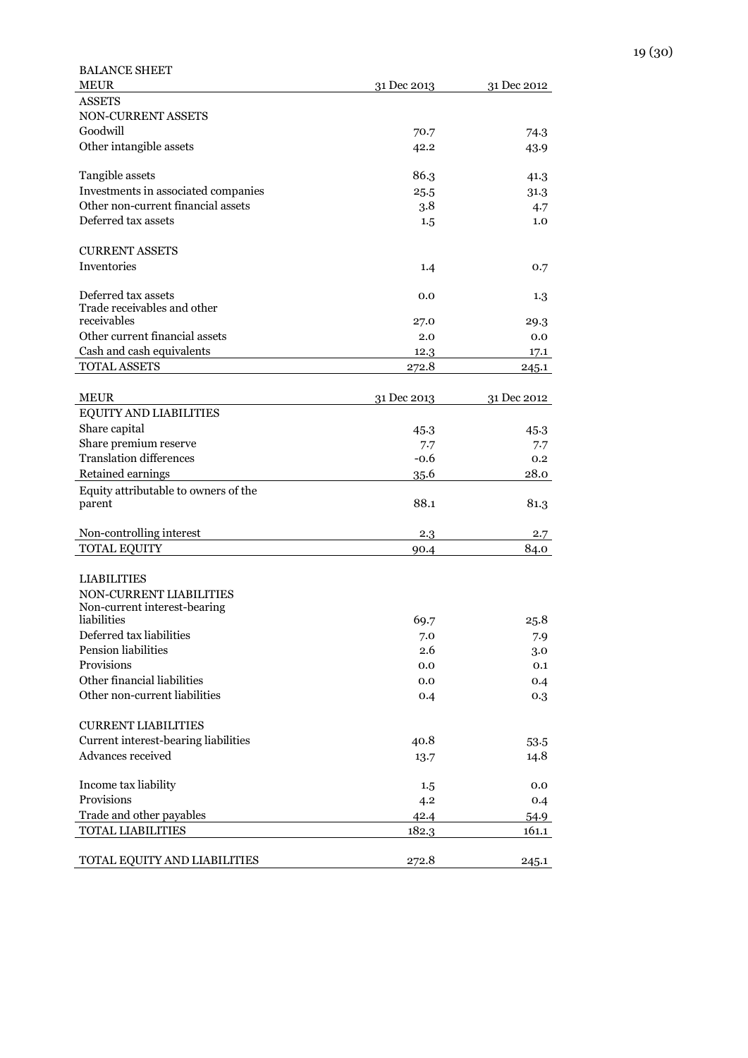BALANCE SHEET

| MEUR | 31 Dec 2013 | 31 Dec 2012 |
|---|---|---|
| ASSETS | | |
| NON-CURRENT ASSETS | | |
| Goodwill | 70.7 | 74.3 |
| Other intangible assets | 42.2 | 43.9 |
| Tangible assets | 86.3 | 41.3 |
| Investments in associated companies | 25.5 | 31.3 |
| Other non-current financial assets | 3.8 | 4.7 |
| Deferred tax assets | 1.5 | 1.0 |
| CURRENT ASSETS | | |
| Inventories | 1.4 | 0.7 |
| Deferred tax assets | 0.0 | 1.3 |
| Trade receivables and other receivables | 27.0 | 29.3 |
| Other current financial assets | 2.0 | 0.0 |
| Cash and cash equivalents | 12.3 | 17.1 |
| TOTAL ASSETS | 272.8 | 245.1 |

| MEUR | 31 Dec 2013 | 31 Dec 2012 |
|---|---|---|
| EQUITY AND LIABILITIES | | |
| Share capital | 45.3 | 45.3 |
| Share premium reserve | 7.7 | 7.7 |
| Translation differences | -0.6 | 0.2 |
| Retained earnings | 35.6 | 28.0 |
| Equity attributable to owners of the parent | 88.1 | 81.3 |
| Non-controlling interest | 2.3 | 2.7 |
| TOTAL EQUITY | 90.4 | 84.0 |
| LIABILITIES | | |
| NON-CURRENT LIABILITIES | | |
| Non-current interest-bearing liabilities | 69.7 | 25.8 |
| Deferred tax liabilities | 7.0 | 7.9 |
| Pension liabilities | 2.6 | 3.0 |
| Provisions | 0.0 | 0.1 |
| Other financial liabilities | 0.0 | 0.4 |
| Other non-current liabilities | 0.4 | 0.3 |
| CURRENT LIABILITIES | | |
| Current interest-bearing liabilities | 40.8 | 53.5 |
| Advances received | 13.7 | 14.8 |
| Income tax liability | 1.5 | 0.0 |
| Provisions | 4.2 | 0.4 |
| Trade and other payables | 42.4 | 54.9 |
| TOTAL LIABILITIES | 182.3 | 161.1 |
| TOTAL EQUITY AND LIABILITIES | 272.8 | 245.1 |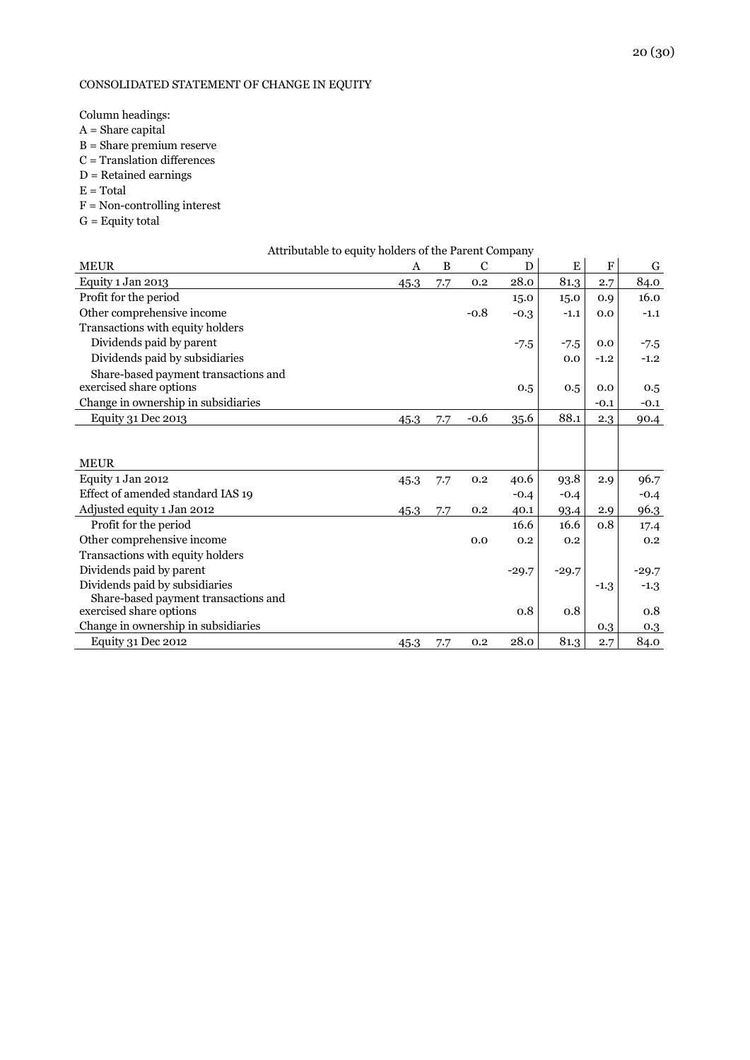CONSOLIDATED STATEMENT OF CHANGE IN EQUITY

Column headings:
A = Share capital
B = Share premium reserve
C = Translation differences
D = Retained earnings
E = Total
F = Non-controlling interest
G = Equity total

| | Attributable to equity holders of the Parent Company | | | | | | |
|---|---|---|---|---|---|---|---|
| MEUR | A | B | C | D | E | F | G |
| Equity 1 Jan 2013 | 45.3 | 7.7 | 0.2 | 28.0 | 81.3 | 2.7 | 84.0 |
| Profit for the period | | | | 15.0 | 15.0 | 0.9 | 16.0 |
| Other comprehensive income | | | -0.8 | -0.3 | -1.1 | 0.0 | -1.1 |
| Transactions with equity holders | | | | | | | |
| Dividends paid by parent | | | | -7.5 | -7.5 | 0.0 | -7.5 |
| Dividends paid by subsidiaries | | | | | 0.0 | -1.2 | -1.2 |
| Share-based payment transactions and exercised share options | | | | 0.5 | 0.5 | 0.0 | 0.5 |
| Change in ownership in subsidiaries | | | | | | -0.1 | -0.1 |
| Equity 31 Dec 2013 | 45.3 | 7.7 | -0.6 | 35.6 | 88.1 | 2.3 | 90.4 |

| MEUR | A | B | C | D | E | F | G |
|---|---|---|---|---|---|---|---|
| Equity 1 Jan 2012 | 45.3 | 7.7 | 0.2 | 40.6 | 93.8 | 2.9 | 96.7 |
| Effect of amended standard IAS 19 | | | | -0.4 | -0.4 | | -0.4 |
| Adjusted equity 1 Jan 2012 | 45.3 | 7.7 | 0.2 | 40.1 | 93.4 | 2.9 | 96.3 |
| Profit for the period | | | | 16.6 | 16.6 | 0.8 | 17.4 |
| Other comprehensive income | | | 0.0 | 0.2 | 0.2 | | 0.2 |
| Transactions with equity holders | | | | | | | |
| Dividends paid by parent | | | | -29.7 | -29.7 | | -29.7 |
| Dividends paid by subsidiaries | | | | | | -1.3 | -1.3 |
| Share-based payment transactions and exercised share options | | | | 0.8 | 0.8 | | 0.8 |
| Change in ownership in subsidiaries | | | | | | 0.3 | 0.3 |
| Equity 31 Dec 2012 | 45.3 | 7.7 | 0.2 | 28.0 | 81.3 | 2.7 | 84.0 |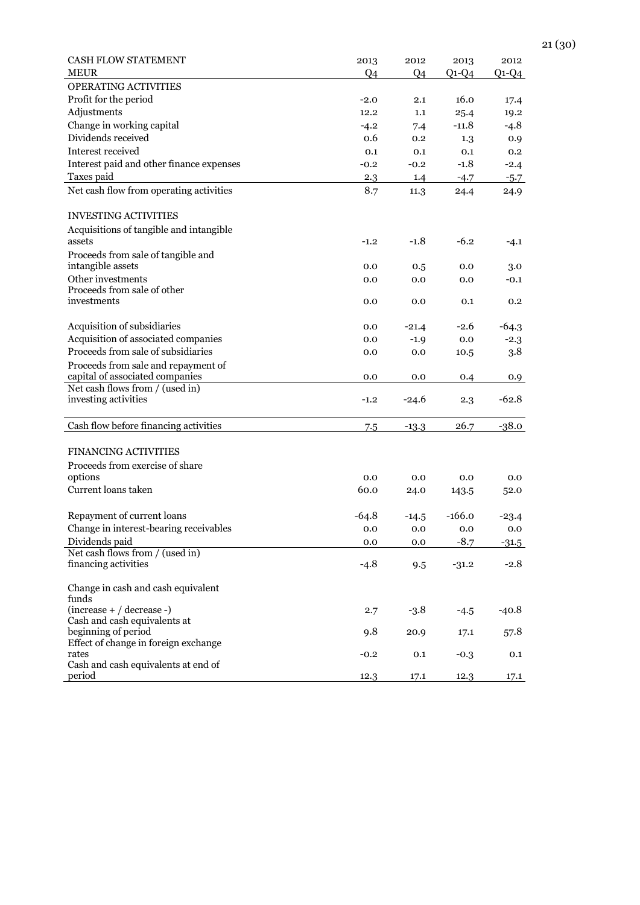| CASH FLOW STATEMENT<br>MEUR | 2013<br>Q4 | 2012<br>Q4 | 2013<br>Q1-Q4 | 2012<br>Q1-Q4 |
|---|---|---|---|---|
| OPERATING ACTIVITIES | | | | |
| Profit for the period | -2.0 | 2.1 | 16.0 | 17.4 |
| Adjustments | 12.2 | 1.1 | 25.4 | 19.2 |
| Change in working capital | -4.2 | 7.4 | -11.8 | -4.8 |
| Dividends received | 0.6 | 0.2 | 1.3 | 0.9 |
| Interest received | 0.1 | 0.1 | 0.1 | 0.2 |
| Interest paid and other finance expenses | -0.2 | -0.2 | -1.8 | -2.4 |
| Taxes paid | 2.3 | 1.4 | -4.7 | -5.7 |
| Net cash flow from operating activities | 8.7 | 11.3 | 24.4 | 24.9 |
| | | | | |
| INVESTING ACTIVITIES | | | | |
| Acquisitions of tangible and intangible assets | -1.2 | -1.8 | -6.2 | -4.1 |
| Proceeds from sale of tangible and intangible assets | 0.0 | 0.5 | 0.0 | 3.0 |
| Other investments | 0.0 | 0.0 | 0.0 | -0.1 |
| Proceeds from sale of other investments | 0.0 | 0.0 | 0.1 | 0.2 |
| | | | | |
| Acquisition of subsidiaries | 0.0 | -21.4 | -2.6 | -64.3 |
| Acquisition of associated companies | 0.0 | -1.9 | 0.0 | -2.3 |
| Proceeds from sale of subsidiaries | 0.0 | 0.0 | 10.5 | 3.8 |
| Proceeds from sale and repayment of capital of associated companies | 0.0 | 0.0 | 0.4 | 0.9 |
| Net cash flows from / (used in) investing activities | -1.2 | -24.6 | 2.3 | -62.8 |
| | | | | |
| Cash flow before financing activities | 7.5 | -13.3 | 26.7 | -38.0 |
| | | | | |
| FINANCING ACTIVITIES | | | | |
| Proceeds from exercise of share options | 0.0 | 0.0 | 0.0 | 0.0 |
| Current loans taken | 60.0 | 24.0 | 143.5 | 52.0 |
| | | | | |
| Repayment of current loans | -64.8 | -14.5 | -166.0 | -23.4 |
| Change in interest-bearing receivables | 0.0 | 0.0 | 0.0 | 0.0 |
| Dividends paid | 0.0 | 0.0 | -8.7 | -31.5 |
| Net cash flows from / (used in) financing activities | -4.8 | 9.5 | -31.2 | -2.8 |
| | | | | |
| Change in cash and cash equivalent funds (increase + / decrease -) | 2.7 | -3.8 | -4.5 | -40.8 |
| Cash and cash equivalents at beginning of period | 9.8 | 20.9 | 17.1 | 57.8 |
| Effect of change in foreign exchange rates | -0.2 | 0.1 | -0.3 | 0.1 |
| Cash and cash equivalents at end of period | 12.3 | 17.1 | 12.3 | 17.1 |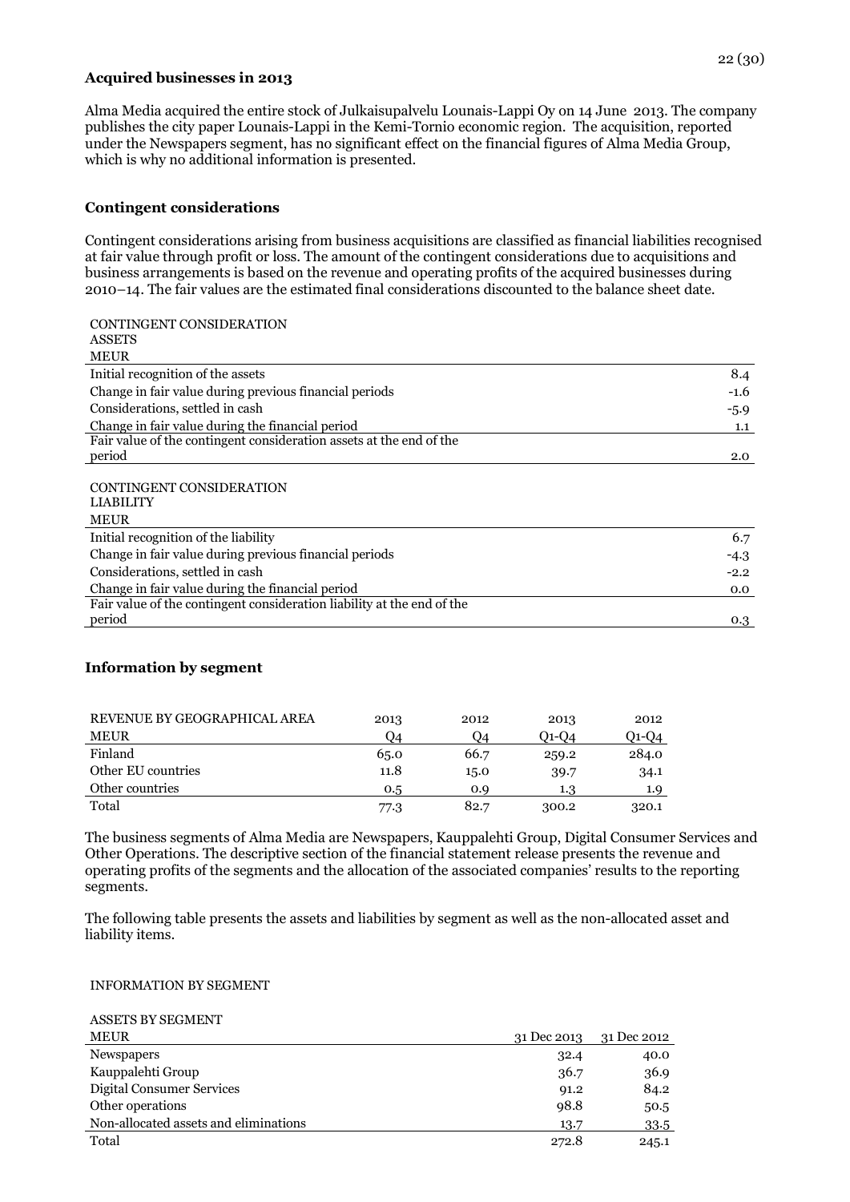### Acquired businesses in 2013

Alma Media acquired the entire stock of Julkaisupalvelu Lounais-Lappi Oy on 14 June 2013. The company publishes the city paper Lounais-Lappi in the Kemi-Tornio economic region. The acquisition, reported under the Newspapers segment, has no significant effect on the financial figures of Alma Media Group, which is why no additional information is presented.

### Contingent considerations

Contingent considerations arising from business acquisitions are classified as financial liabilities recognised at fair value through profit or loss. The amount of the contingent considerations due to acquisitions and business arrangements is based on the revenue and operating profits of the acquired businesses during 2010–14. The fair values are the estimated final considerations discounted to the balance sheet date.

| CONTINGENT CONSIDERATION ASSETS MEUR | |
|---|---|
| Initial recognition of the assets | 8.4 |
| Change in fair value during previous financial periods | -1.6 |
| Considerations, settled in cash | -5.9 |
| Change in fair value during the financial period | 1.1 |
| Fair value of the contingent consideration assets at the end of the period | 2.0 |

| CONTINGENT CONSIDERATION LIABILITY MEUR | |
|---|---|
| Initial recognition of the liability | 6.7 |
| Change in fair value during previous financial periods | -4.3 |
| Considerations, settled in cash | -2.2 |
| Change in fair value during the financial period | 0.0 |
| Fair value of the contingent consideration liability at the end of the period | 0.3 |

### Information by segment

| REVENUE BY GEOGRAPHICAL AREA MEUR | 2013 Q4 | 2012 Q4 | 2013 Q1-Q4 | 2012 Q1-Q4 |
|---|---|---|---|---|
| Finland | 65.0 | 66.7 | 259.2 | 284.0 |
| Other EU countries | 11.8 | 15.0 | 39.7 | 34.1 |
| Other countries | 0.5 | 0.9 | 1.3 | 1.9 |
| Total | 77.3 | 82.7 | 300.2 | 320.1 |

The business segments of Alma Media are Newspapers, Kauppalehti Group, Digital Consumer Services and Other Operations. The descriptive section of the financial statement release presents the revenue and operating profits of the segments and the allocation of the associated companies' results to the reporting segments.

The following table presents the assets and liabilities by segment as well as the non-allocated asset and liability items.

INFORMATION BY SEGMENT

| ASSETS BY SEGMENT MEUR | 31 Dec 2013 | 31 Dec 2012 |
|---|---|---|
| Newspapers | 32.4 | 40.0 |
| Kauppalehti Group | 36.7 | 36.9 |
| Digital Consumer Services | 91.2 | 84.2 |
| Other operations | 98.8 | 50.5 |
| Non-allocated assets and eliminations | 13.7 | 33.5 |
| Total | 272.8 | 245.1 |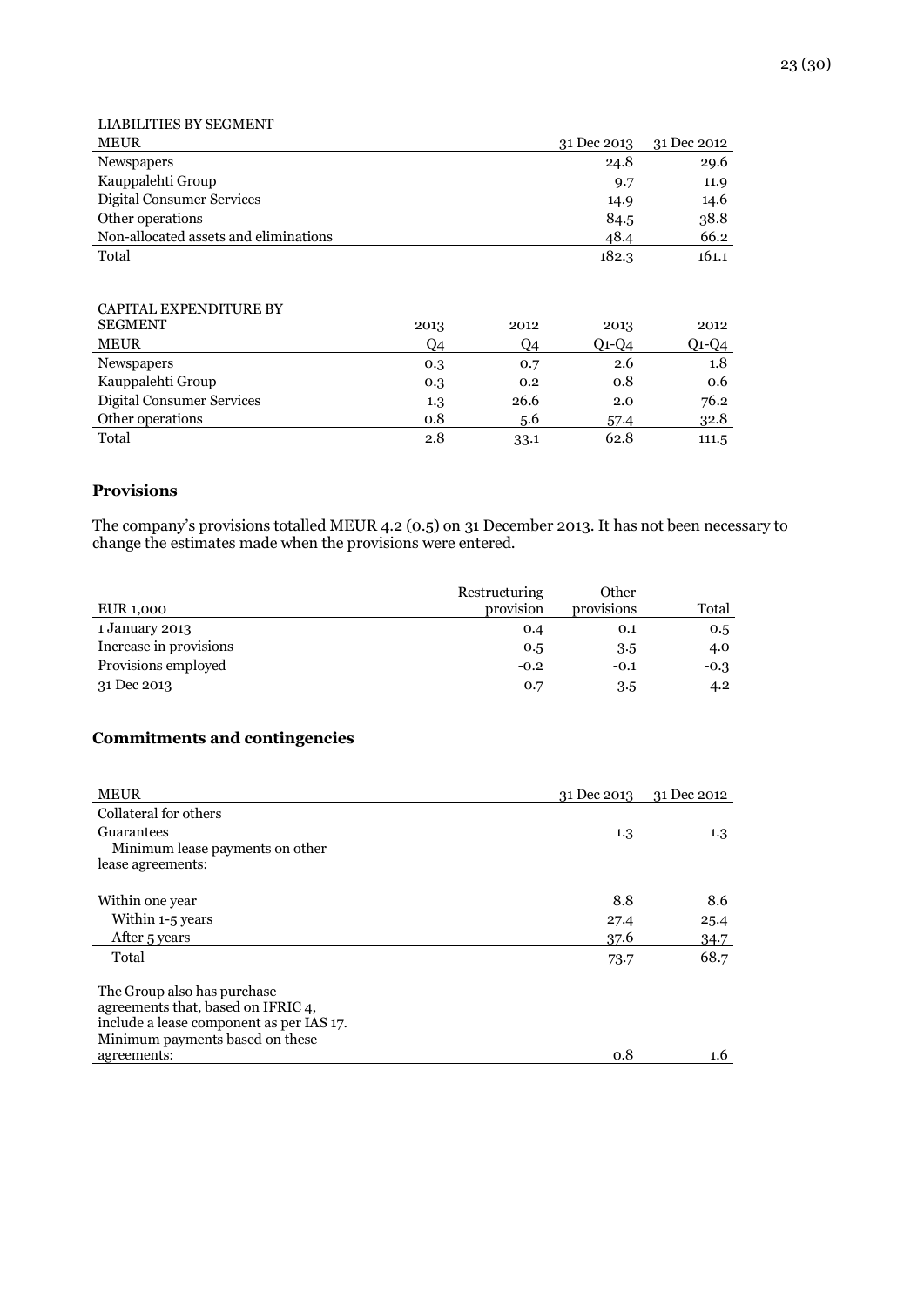LIABILITIES BY SEGMENT

| MEUR | 31 Dec 2013 | 31 Dec 2012 |
|---|---|---|
| Newspapers | 24.8 | 29.6 |
| Kauppalehti Group | 9.7 | 11.9 |
| Digital Consumer Services | 14.9 | 14.6 |
| Other operations | 84.5 | 38.8 |
| Non-allocated assets and eliminations | 48.4 | 66.2 |
| Total | 182.3 | 161.1 |

CAPITAL EXPENDITURE BY SEGMENT

| MEUR | 2013 Q4 | 2012 Q4 | 2013 Q1-Q4 | 2012 Q1-Q4 |
|---|---|---|---|---|
| Newspapers | 0.3 | 0.7 | 2.6 | 1.8 |
| Kauppalehti Group | 0.3 | 0.2 | 0.8 | 0.6 |
| Digital Consumer Services | 1.3 | 26.6 | 2.0 | 76.2 |
| Other operations | 0.8 | 5.6 | 57.4 | 32.8 |
| Total | 2.8 | 33.1 | 62.8 | 111.5 |

## Provisions

The company's provisions totalled MEUR 4.2 (0.5) on 31 December 2013. It has not been necessary to change the estimates made when the provisions were entered.

| EUR 1,000 | Restructuring provision | Other provisions | Total |
|---|---|---|---|
| 1 January 2013 | 0.4 | 0.1 | 0.5 |
| Increase in provisions | 0.5 | 3.5 | 4.0 |
| Provisions employed | -0.2 | -0.1 | -0.3 |
| 31 Dec 2013 | 0.7 | 3.5 | 4.2 |

## Commitments and contingencies

| MEUR | 31 Dec 2013 | 31 Dec 2012 |
|---|---|---|
| Collateral for others | | |
| Guarantees | 1.3 | 1.3 |
| Minimum lease payments on other lease agreements: | | |
| Within one year | 8.8 | 8.6 |
| Within 1-5 years | 27.4 | 25.4 |
| After 5 years | 37.6 | 34.7 |
| Total | 73.7 | 68.7 |
| The Group also has purchase agreements that, based on IFRIC 4, include a lease component as per IAS 17. Minimum payments based on these agreements: | 0.8 | 1.6 |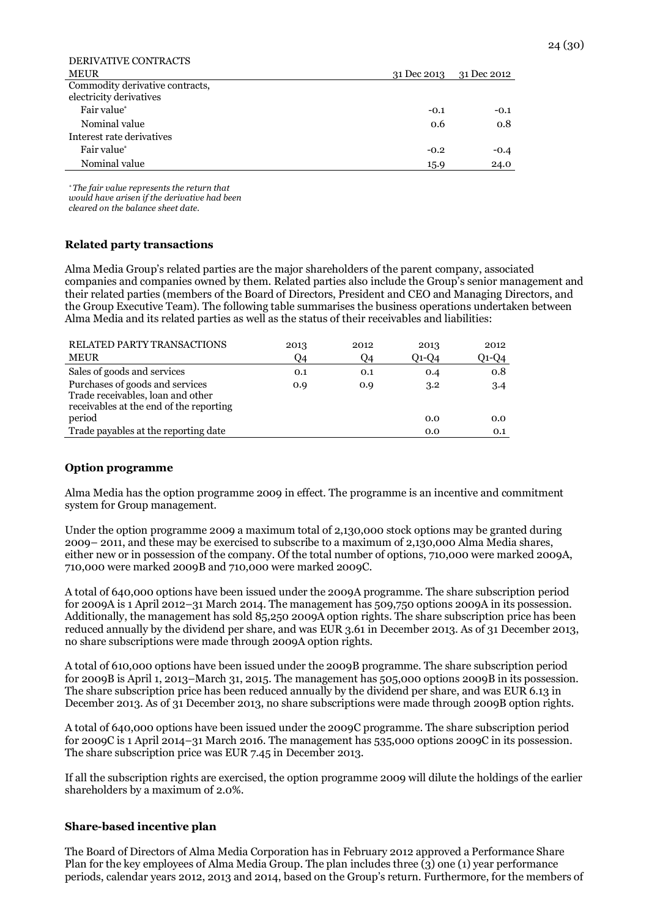| DERIVATIVE CONTRACTS MEUR | 31 Dec 2013 | 31 Dec 2012 |
| --- | --- | --- |
| Commodity derivative contracts, electricity derivatives | | |
| Fair value* | -0.1 | -0.1 |
| Nominal value | 0.6 | 0.8 |
| Interest rate derivatives | | |
| Fair value* | -0.2 | -0.4 |
| Nominal value | 15.9 | 24.0 |

*\* The fair value represents the return that would have arisen if the derivative had been cleared on the balance sheet date.*

### Related party transactions

Alma Media Group's related parties are the major shareholders of the parent company, associated companies and companies owned by them. Related parties also include the Group's senior management and their related parties (members of the Board of Directors, President and CEO and Managing Directors, and the Group Executive Team). The following table summarises the business operations undertaken between Alma Media and its related parties as well as the status of their receivables and liabilities:

| RELATED PARTY TRANSACTIONS MEUR | 2013 Q4 | 2012 Q4 | 2013 Q1-Q4 | 2012 Q1-Q4 |
| --- | --- | --- | --- | --- |
| Sales of goods and services | 0.1 | 0.1 | 0.4 | 0.8 |
| Purchases of goods and services | 0.9 | 0.9 | 3.2 | 3.4 |
| Trade receivables, loan and other receivables at the end of the reporting period | | | 0.0 | 0.0 |
| Trade payables at the reporting date | | | 0.0 | 0.1 |

### Option programme

Alma Media has the option programme 2009 in effect. The programme is an incentive and commitment system for Group management.

Under the option programme 2009 a maximum total of 2,130,000 stock options may be granted during 2009– 2011, and these may be exercised to subscribe to a maximum of 2,130,000 Alma Media shares, either new or in possession of the company. Of the total number of options, 710,000 were marked 2009A, 710,000 were marked 2009B and 710,000 were marked 2009C.

A total of 640,000 options have been issued under the 2009A programme. The share subscription period for 2009A is 1 April 2012–31 March 2014. The management has 509,750 options 2009A in its possession. Additionally, the management has sold 85,250 2009A option rights. The share subscription price has been reduced annually by the dividend per share, and was EUR 3.61 in December 2013. As of 31 December 2013, no share subscriptions were made through 2009A option rights.

A total of 610,000 options have been issued under the 2009B programme. The share subscription period for 2009B is April 1, 2013–March 31, 2015. The management has 505,000 options 2009B in its possession. The share subscription price has been reduced annually by the dividend per share, and was EUR 6.13 in December 2013. As of 31 December 2013, no share subscriptions were made through 2009B option rights.

A total of 640,000 options have been issued under the 2009C programme. The share subscription period for 2009C is 1 April 2014–31 March 2016. The management has 535,000 options 2009C in its possession. The share subscription price was EUR 7.45 in December 2013.

If all the subscription rights are exercised, the option programme 2009 will dilute the holdings of the earlier shareholders by a maximum of 2.0%.

### Share-based incentive plan

The Board of Directors of Alma Media Corporation has in February 2012 approved a Performance Share Plan for the key employees of Alma Media Group. The plan includes three (3) one (1) year performance periods, calendar years 2012, 2013 and 2014, based on the Group's return. Furthermore, for the members of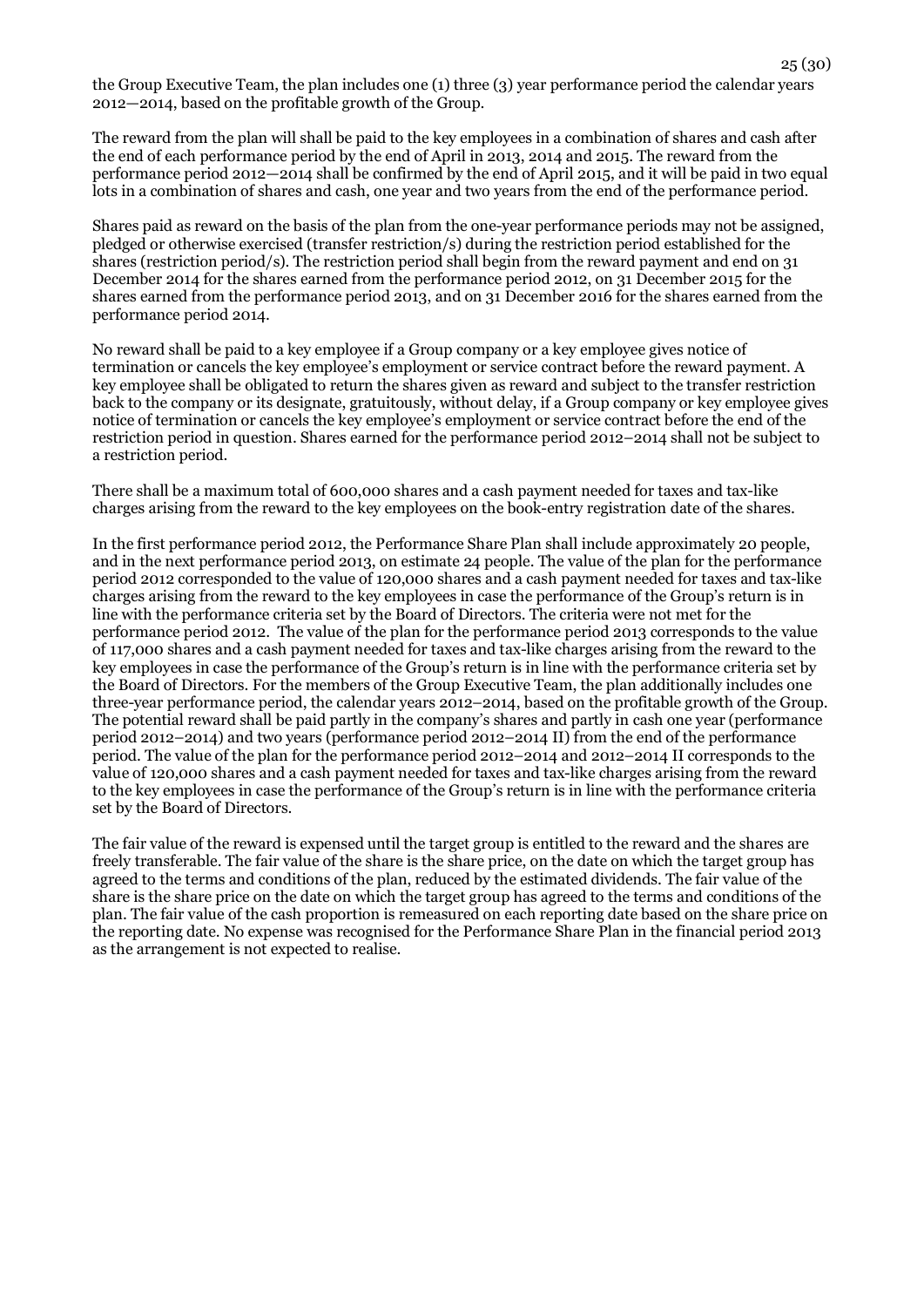the Group Executive Team, the plan includes one (1) three (3) year performance period the calendar years 2012—2014, based on the profitable growth of the Group.

The reward from the plan will shall be paid to the key employees in a combination of shares and cash after the end of each performance period by the end of April in 2013, 2014 and 2015. The reward from the performance period 2012—2014 shall be confirmed by the end of April 2015, and it will be paid in two equal lots in a combination of shares and cash, one year and two years from the end of the performance period.

Shares paid as reward on the basis of the plan from the one-year performance periods may not be assigned, pledged or otherwise exercised (transfer restriction/s) during the restriction period established for the shares (restriction period/s). The restriction period shall begin from the reward payment and end on 31 December 2014 for the shares earned from the performance period 2012, on 31 December 2015 for the shares earned from the performance period 2013, and on 31 December 2016 for the shares earned from the performance period 2014.

No reward shall be paid to a key employee if a Group company or a key employee gives notice of termination or cancels the key employee's employment or service contract before the reward payment. A key employee shall be obligated to return the shares given as reward and subject to the transfer restriction back to the company or its designate, gratuitously, without delay, if a Group company or key employee gives notice of termination or cancels the key employee's employment or service contract before the end of the restriction period in question. Shares earned for the performance period 2012–2014 shall not be subject to a restriction period.

There shall be a maximum total of 600,000 shares and a cash payment needed for taxes and tax-like charges arising from the reward to the key employees on the book-entry registration date of the shares.

In the first performance period 2012, the Performance Share Plan shall include approximately 20 people, and in the next performance period 2013, on estimate 24 people. The value of the plan for the performance period 2012 corresponded to the value of 120,000 shares and a cash payment needed for taxes and tax-like charges arising from the reward to the key employees in case the performance of the Group's return is in line with the performance criteria set by the Board of Directors. The criteria were not met for the performance period 2012. The value of the plan for the performance period 2013 corresponds to the value of 117,000 shares and a cash payment needed for taxes and tax-like charges arising from the reward to the key employees in case the performance of the Group's return is in line with the performance criteria set by the Board of Directors. For the members of the Group Executive Team, the plan additionally includes one three-year performance period, the calendar years 2012–2014, based on the profitable growth of the Group. The potential reward shall be paid partly in the company's shares and partly in cash one year (performance period 2012–2014) and two years (performance period 2012–2014 II) from the end of the performance period. The value of the plan for the performance period 2012–2014 and 2012–2014 II corresponds to the value of 120,000 shares and a cash payment needed for taxes and tax-like charges arising from the reward to the key employees in case the performance of the Group's return is in line with the performance criteria set by the Board of Directors.

The fair value of the reward is expensed until the target group is entitled to the reward and the shares are freely transferable. The fair value of the share is the share price, on the date on which the target group has agreed to the terms and conditions of the plan, reduced by the estimated dividends. The fair value of the share is the share price on the date on which the target group has agreed to the terms and conditions of the plan. The fair value of the cash proportion is remeasured on each reporting date based on the share price on the reporting date. No expense was recognised for the Performance Share Plan in the financial period 2013 as the arrangement is not expected to realise.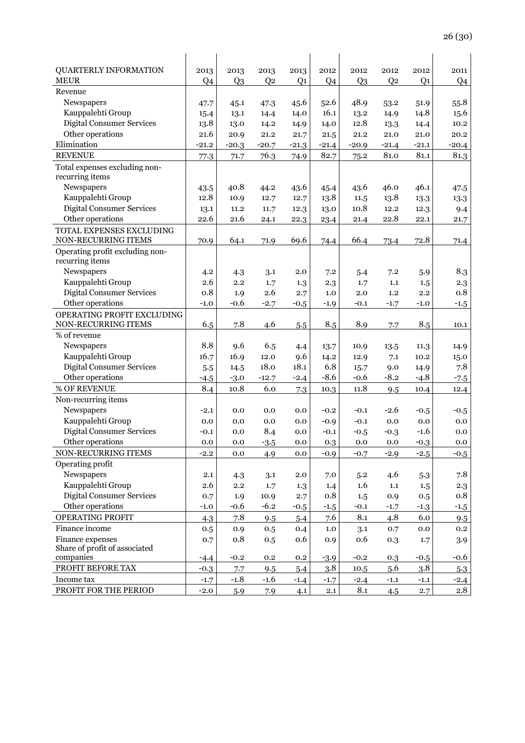| QUARTERLY INFORMATION<br>MEUR | 2013<br>Q4 | 2013<br>Q3 | 2013<br>Q2 | 2013<br>Q1 | 2012<br>Q4 | 2012<br>Q3 | 2012<br>Q2 | 2012<br>Q1 | 2011<br>Q4 |
|---|---|---|---|---|---|---|---|---|---|
| Revenue | | | | | | | | | |
| Newspapers | 47.7 | 45.1 | 47.3 | 45.6 | 52.6 | 48.9 | 53.2 | 51.9 | 55.8 |
| Kauppalehti Group | 15.4 | 13.1 | 14.4 | 14.0 | 16.1 | 13.2 | 14.9 | 14.8 | 15.6 |
| Digital Consumer Services | 13.8 | 13.0 | 14.2 | 14.9 | 14.0 | 12.8 | 13.3 | 14.4 | 10.2 |
| Other operations | 21.6 | 20.9 | 21.2 | 21.7 | 21.5 | 21.2 | 21.0 | 21.0 | 20.2 |
| Elimination | -21.2 | -20.3 | -20.7 | -21.3 | -21.4 | -20.9 | -21.4 | -21.1 | -20.4 |
| REVENUE | 77.3 | 71.7 | 76.3 | 74.9 | 82.7 | 75.2 | 81.0 | 81.1 | 81.3 |
| Total expenses excluding non-recurring items | | | | | | | | | |
| Newspapers | 43.5 | 40.8 | 44.2 | 43.6 | 45.4 | 43.6 | 46.0 | 46.1 | 47.5 |
| Kauppalehti Group | 12.8 | 10.9 | 12.7 | 12.7 | 13.8 | 11.5 | 13.8 | 13.3 | 13.3 |
| Digital Consumer Services | 13.1 | 11.2 | 11.7 | 12.3 | 13.0 | 10.8 | 12.2 | 12.3 | 9.4 |
| Other operations | 22.6 | 21.6 | 24.1 | 22.3 | 23.4 | 21.4 | 22.8 | 22.1 | 21.7 |
| TOTAL EXPENSES EXCLUDING NON-RECURRING ITEMS | 70.9 | 64.1 | 71.9 | 69.6 | 74.4 | 66.4 | 73.4 | 72.8 | 71.4 |
| Operating profit excluding non-recurring items | | | | | | | | | |
| Newspapers | 4.2 | 4.3 | 3.1 | 2.0 | 7.2 | 5.4 | 7.2 | 5.9 | 8.3 |
| Kauppalehti Group | 2.6 | 2.2 | 1.7 | 1.3 | 2.3 | 1.7 | 1.1 | 1.5 | 2.3 |
| Digital Consumer Services | 0.8 | 1.9 | 2.6 | 2.7 | 1.0 | 2.0 | 1.2 | 2.2 | 0.8 |
| Other operations | -1.0 | -0.6 | -2.7 | -0.5 | -1.9 | -0.1 | -1.7 | -1.0 | -1.5 |
| OPERATING PROFIT EXCLUDING NON-RECURRING ITEMS | 6.5 | 7.8 | 4.6 | 5.5 | 8.5 | 8.9 | 7.7 | 8.5 | 10.1 |
| % of revenue | | | | | | | | | |
| Newspapers | 8.8 | 9.6 | 6.5 | 4.4 | 13.7 | 10.9 | 13.5 | 11.3 | 14.9 |
| Kauppalehti Group | 16.7 | 16.9 | 12.0 | 9.6 | 14.2 | 12.9 | 7.1 | 10.2 | 15.0 |
| Digital Consumer Services | 5.5 | 14.5 | 18.0 | 18.1 | 6.8 | 15.7 | 9.0 | 14.9 | 7.8 |
| Other operations | -4.5 | -3.0 | -12.7 | -2.4 | -8.6 | -0.6 | -8.2 | -4.8 | -7.5 |
| % OF REVENUE | 8.4 | 10.8 | 6.0 | 7.3 | 10.3 | 11.8 | 9.5 | 10.4 | 12.4 |
| Non-recurring items | | | | | | | | | |
| Newspapers | -2.1 | 0.0 | 0.0 | 0.0 | -0.2 | -0.1 | -2.6 | -0.5 | -0.5 |
| Kauppalehti Group | 0.0 | 0.0 | 0.0 | 0.0 | -0.9 | -0.1 | 0.0 | 0.0 | 0.0 |
| Digital Consumer Services | -0.1 | 0.0 | 8.4 | 0.0 | -0.1 | -0.5 | -0.3 | -1.6 | 0.0 |
| Other operations | 0.0 | 0.0 | -3.5 | 0.0 | 0.3 | 0.0 | 0.0 | -0.3 | 0.0 |
| NON-RECURRING ITEMS | -2.2 | 0.0 | 4.9 | 0.0 | -0.9 | -0.7 | -2.9 | -2.5 | -0.5 |
| Operating profit | | | | | | | | | |
| Newspapers | 2.1 | 4.3 | 3.1 | 2.0 | 7.0 | 5.2 | 4.6 | 5.3 | 7.8 |
| Kauppalehti Group | 2.6 | 2.2 | 1.7 | 1.3 | 1.4 | 1.6 | 1.1 | 1.5 | 2.3 |
| Digital Consumer Services | 0.7 | 1.9 | 10.9 | 2.7 | 0.8 | 1.5 | 0.9 | 0.5 | 0.8 |
| Other operations | -1.0 | -0.6 | -6.2 | -0.5 | -1.5 | -0.1 | -1.7 | -1.3 | -1.5 |
| OPERATING PROFIT | 4.3 | 7.8 | 9.5 | 5.4 | 7.6 | 8.1 | 4.8 | 6.0 | 9.5 |
| Finance income | 0.5 | 0.9 | 0.5 | 0.4 | 1.0 | 3.1 | 0.7 | 0.0 | 0.2 |
| Finance expenses | 0.7 | 0.8 | 0.5 | 0.6 | 0.9 | 0.6 | 0.3 | 1.7 | 3.9 |
| Share of profit of associated companies | -4.4 | -0.2 | 0.2 | 0.2 | -3.9 | -0.2 | 0.3 | -0.5 | -0.6 |
| PROFIT BEFORE TAX | -0.3 | 7.7 | 9.5 | 5.4 | 3.8 | 10.5 | 5.6 | 3.8 | 5.3 |
| Income tax | -1.7 | -1.8 | -1.6 | -1.4 | -1.7 | -2.4 | -1.1 | -1.1 | -2.4 |
| PROFIT FOR THE PERIOD | -2.0 | 5.9 | 7.9 | 4.1 | 2.1 | 8.1 | 4.5 | 2.7 | 2.8 |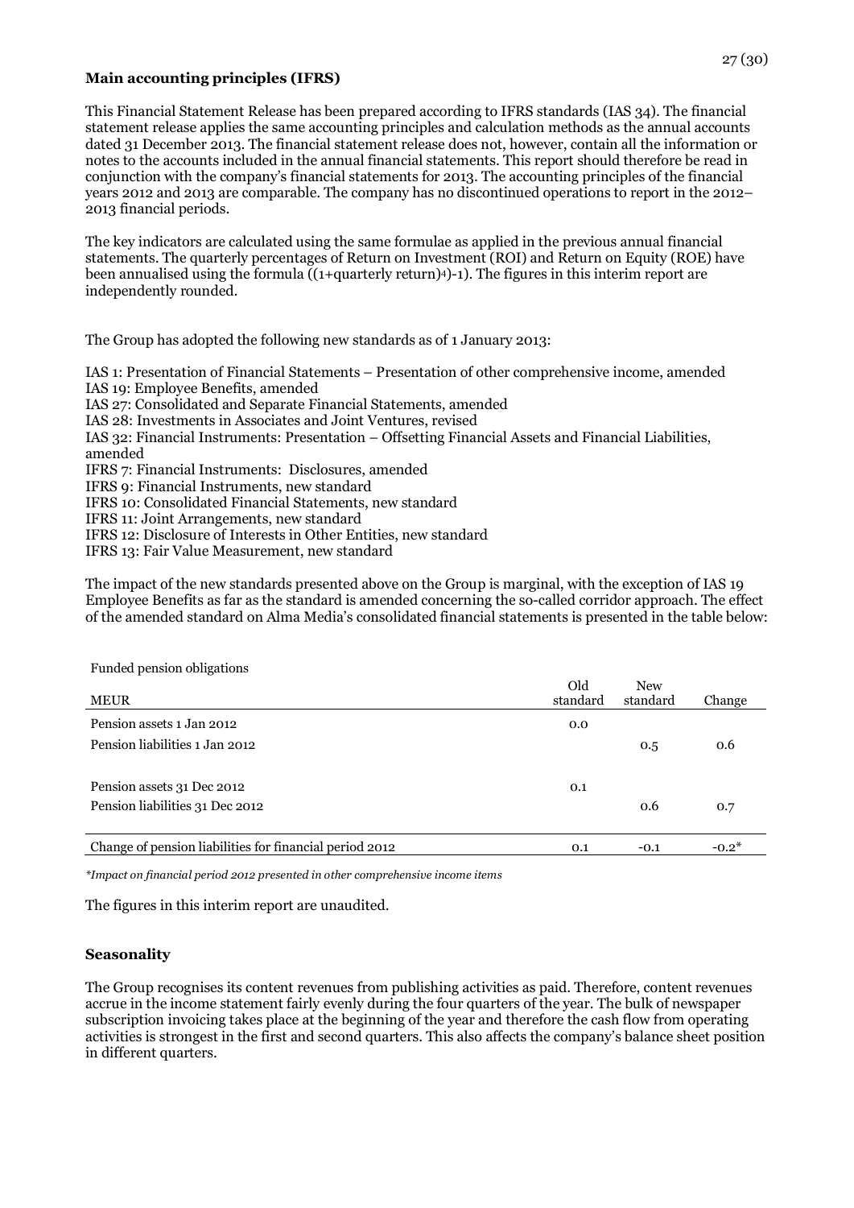## Main accounting principles (IFRS)

This Financial Statement Release has been prepared according to IFRS standards (IAS 34). The financial statement release applies the same accounting principles and calculation methods as the annual accounts dated 31 December 2013. The financial statement release does not, however, contain all the information or notes to the accounts included in the annual financial statements. This report should therefore be read in conjunction with the company's financial statements for 2013. The accounting principles of the financial years 2012 and 2013 are comparable. The company has no discontinued operations to report in the 2012–2013 financial periods.

The key indicators are calculated using the same formulae as applied in the previous annual financial statements. The quarterly percentages of Return on Investment (ROI) and Return on Equity (ROE) have been annualised using the formula $((1+\text{quarterly return})^4)-1)$. The figures in this interim report are independently rounded.

The Group has adopted the following new standards as of 1 January 2013:

IAS 1: Presentation of Financial Statements – Presentation of other comprehensive income, amended
IAS 19: Employee Benefits, amended
IAS 27: Consolidated and Separate Financial Statements, amended
IAS 28: Investments in Associates and Joint Ventures, revised
IAS 32: Financial Instruments: Presentation – Offsetting Financial Assets and Financial Liabilities, amended
IFRS 7: Financial Instruments: Disclosures, amended
IFRS 9: Financial Instruments, new standard
IFRS 10: Consolidated Financial Statements, new standard
IFRS 11: Joint Arrangements, new standard
IFRS 12: Disclosure of Interests in Other Entities, new standard
IFRS 13: Fair Value Measurement, new standard

The impact of the new standards presented above on the Group is marginal, with the exception of IAS 19 Employee Benefits as far as the standard is amended concerning the so-called corridor approach. The effect of the amended standard on Alma Media's consolidated financial statements is presented in the table below:

Funded pension obligations

| MEUR | Old standard | New standard | Change |
|---|---|---|---|
| Pension assets 1 Jan 2012 | 0.0 | | |
| Pension liabilities 1 Jan 2012 | | 0.5 | 0.6 |
| | | | |
| Pension assets 31 Dec 2012 | 0.1 | | |
| Pension liabilities 31 Dec 2012 | | 0.6 | 0.7 |
| | | | |
| Change of pension liabilities for financial period 2012 | 0.1 | -0.1 | -0.2* |

*\*Impact on financial period 2012 presented in other comprehensive income items*

The figures in this interim report are unaudited.

## Seasonality

The Group recognises its content revenues from publishing activities as paid. Therefore, content revenues accrue in the income statement fairly evenly during the four quarters of the year. The bulk of newspaper subscription invoicing takes place at the beginning of the year and therefore the cash flow from operating activities is strongest in the first and second quarters. This also affects the company's balance sheet position in different quarters.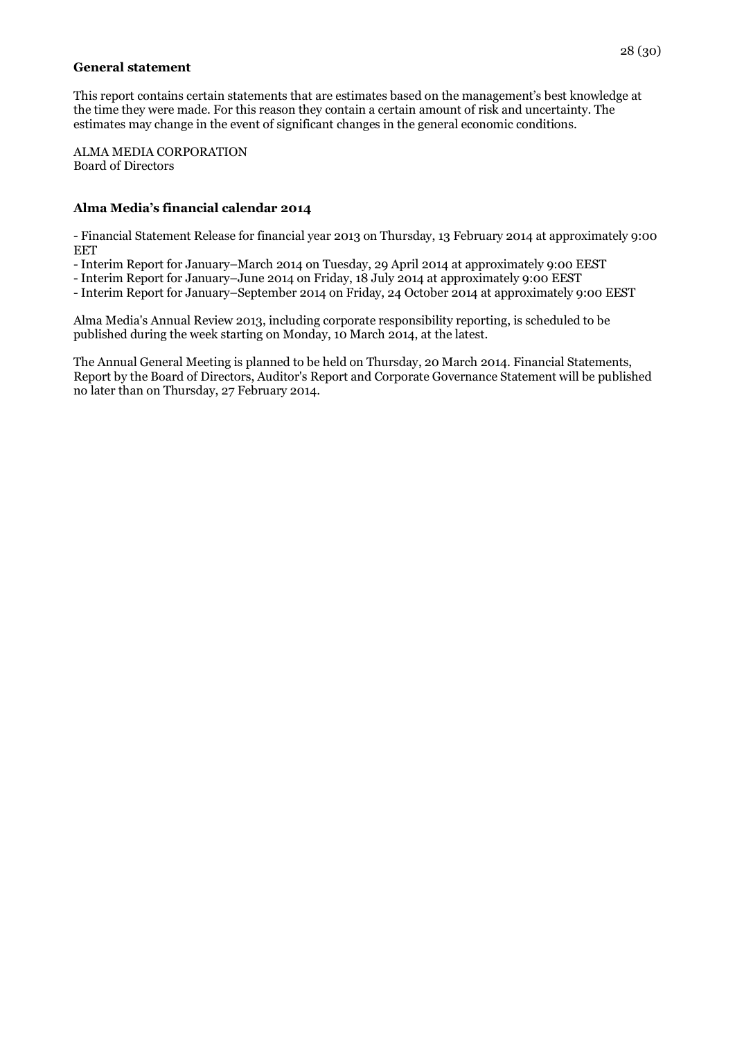**General statement**

This report contains certain statements that are estimates based on the management's best knowledge at the time they were made. For this reason they contain a certain amount of risk and uncertainty. The estimates may change in the event of significant changes in the general economic conditions.

ALMA MEDIA CORPORATION
Board of Directors

**Alma Media's financial calendar 2014**

- Financial Statement Release for financial year 2013 on Thursday, 13 February 2014 at approximately 9:00 EET
- Interim Report for January–March 2014 on Tuesday, 29 April 2014 at approximately 9:00 EEST
- Interim Report for January–June 2014 on Friday, 18 July 2014 at approximately 9:00 EEST
- Interim Report for January–September 2014 on Friday, 24 October 2014 at approximately 9:00 EEST

Alma Media's Annual Review 2013, including corporate responsibility reporting, is scheduled to be published during the week starting on Monday, 10 March 2014, at the latest.

The Annual General Meeting is planned to be held on Thursday, 20 March 2014. Financial Statements, Report by the Board of Directors, Auditor's Report and Corporate Governance Statement will be published no later than on Thursday, 27 February 2014.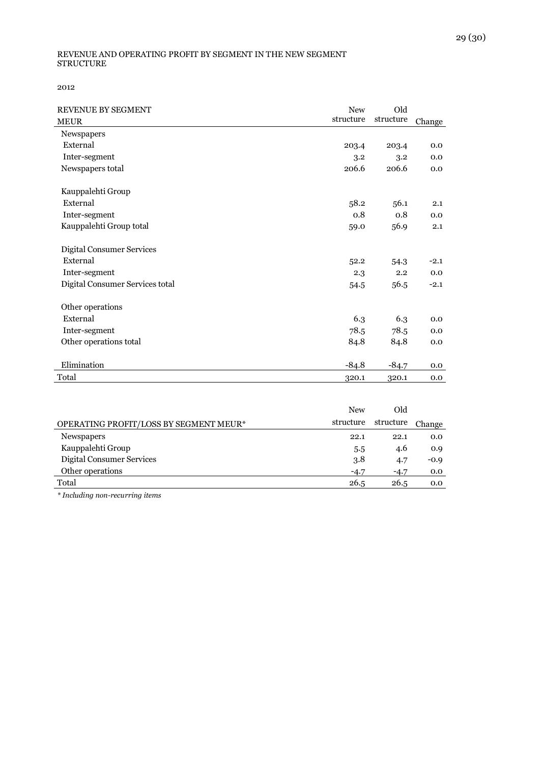REVENUE AND OPERATING PROFIT BY SEGMENT IN THE NEW SEGMENT STRUCTURE

2012

| REVENUE BY SEGMENT<br>MEUR | New structure | Old structure | Change |
|---|---|---|---|
| Newspapers | | | |
| External | 203.4 | 203.4 | 0.0 |
| Inter-segment | 3.2 | 3.2 | 0.0 |
| Newspapers total | 206.6 | 206.6 | 0.0 |
| | | | |
| Kauppalehti Group | | | |
| External | 58.2 | 56.1 | 2.1 |
| Inter-segment | 0.8 | 0.8 | 0.0 |
| Kauppalehti Group total | 59.0 | 56.9 | 2.1 |
| | | | |
| Digital Consumer Services | | | |
| External | 52.2 | 54.3 | -2.1 |
| Inter-segment | 2.3 | 2.2 | 0.0 |
| Digital Consumer Services total | 54.5 | 56.5 | -2.1 |
| | | | |
| Other operations | | | |
| External | 6.3 | 6.3 | 0.0 |
| Inter-segment | 78.5 | 78.5 | 0.0 |
| Other operations total | 84.8 | 84.8 | 0.0 |
| | | | |
| Elimination | -84.8 | -84.7 | 0.0 |
| Total | 320.1 | 320.1 | 0.0 |

| OPERATING PROFIT/LOSS BY SEGMENT MEUR* | New structure | Old structure | Change |
|---|---|---|---|
| Newspapers | 22.1 | 22.1 | 0.0 |
| Kauppalehti Group | 5.5 | 4.6 | 0.9 |
| Digital Consumer Services | 3.8 | 4.7 | -0.9 |
| Other operations | -4.7 | -4.7 | 0.0 |
| Total | 26.5 | 26.5 | 0.0 |

*\* Including non-recurring items*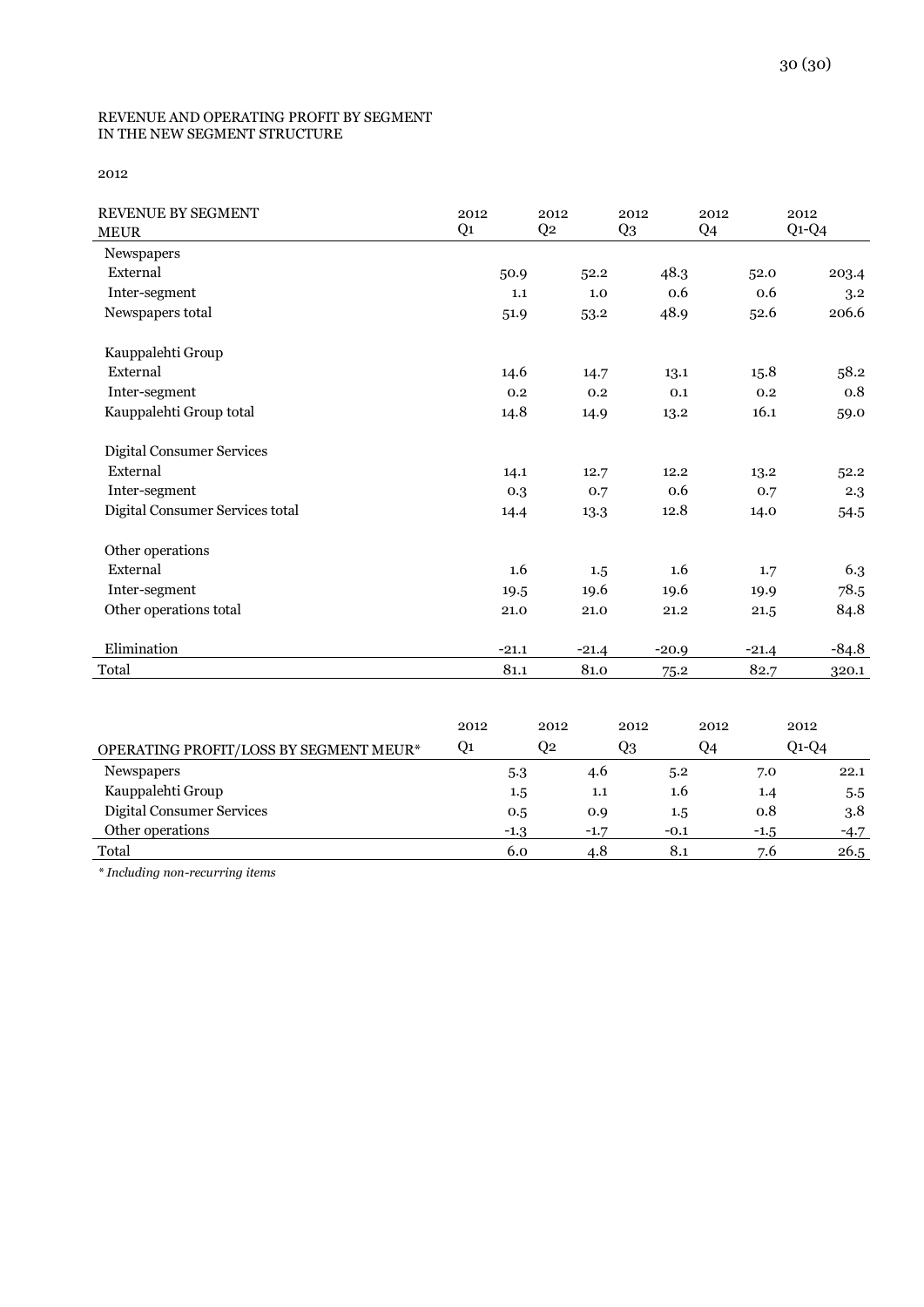REVENUE AND OPERATING PROFIT BY SEGMENT
IN THE NEW SEGMENT STRUCTURE

2012

| REVENUE BY SEGMENT MEUR | 2012 Q1 | 2012 Q2 | 2012 Q3 | 2012 Q4 | 2012 Q1-Q4 |
|---|---|---|---|---|---|
| Newspapers | | | | | |
| External | 50.9 | 52.2 | 48.3 | 52.0 | 203.4 |
| Inter-segment | 1.1 | 1.0 | 0.6 | 0.6 | 3.2 |
| Newspapers total | 51.9 | 53.2 | 48.9 | 52.6 | 206.6 |
| | | | | | |
| Kauppalehti Group | | | | | |
| External | 14.6 | 14.7 | 13.1 | 15.8 | 58.2 |
| Inter-segment | 0.2 | 0.2 | 0.1 | 0.2 | 0.8 |
| Kauppalehti Group total | 14.8 | 14.9 | 13.2 | 16.1 | 59.0 |
| | | | | | |
| Digital Consumer Services | | | | | |
| External | 14.1 | 12.7 | 12.2 | 13.2 | 52.2 |
| Inter-segment | 0.3 | 0.7 | 0.6 | 0.7 | 2.3 |
| Digital Consumer Services total | 14.4 | 13.3 | 12.8 | 14.0 | 54.5 |
| | | | | | |
| Other operations | | | | | |
| External | 1.6 | 1.5 | 1.6 | 1.7 | 6.3 |
| Inter-segment | 19.5 | 19.6 | 19.6 | 19.9 | 78.5 |
| Other operations total | 21.0 | 21.0 | 21.2 | 21.5 | 84.8 |
| | | | | | |
| Elimination | -21.1 | -21.4 | -20.9 | -21.4 | -84.8 |
| Total | 81.1 | 81.0 | 75.2 | 82.7 | 320.1 |

| OPERATING PROFIT/LOSS BY SEGMENT MEUR* | 2012 Q1 | 2012 Q2 | 2012 Q3 | 2012 Q4 | 2012 Q1-Q4 |
|---|---|---|---|---|---|
| Newspapers | 5.3 | 4.6 | 5.2 | 7.0 | 22.1 |
| Kauppalehti Group | 1.5 | 1.1 | 1.6 | 1.4 | 5.5 |
| Digital Consumer Services | 0.5 | 0.9 | 1.5 | 0.8 | 3.8 |
| Other operations | -1.3 | -1.7 | -0.1 | -1.5 | -4.7 |
| Total | 6.0 | 4.8 | 8.1 | 7.6 | 26.5 |

*\* Including non-recurring items*